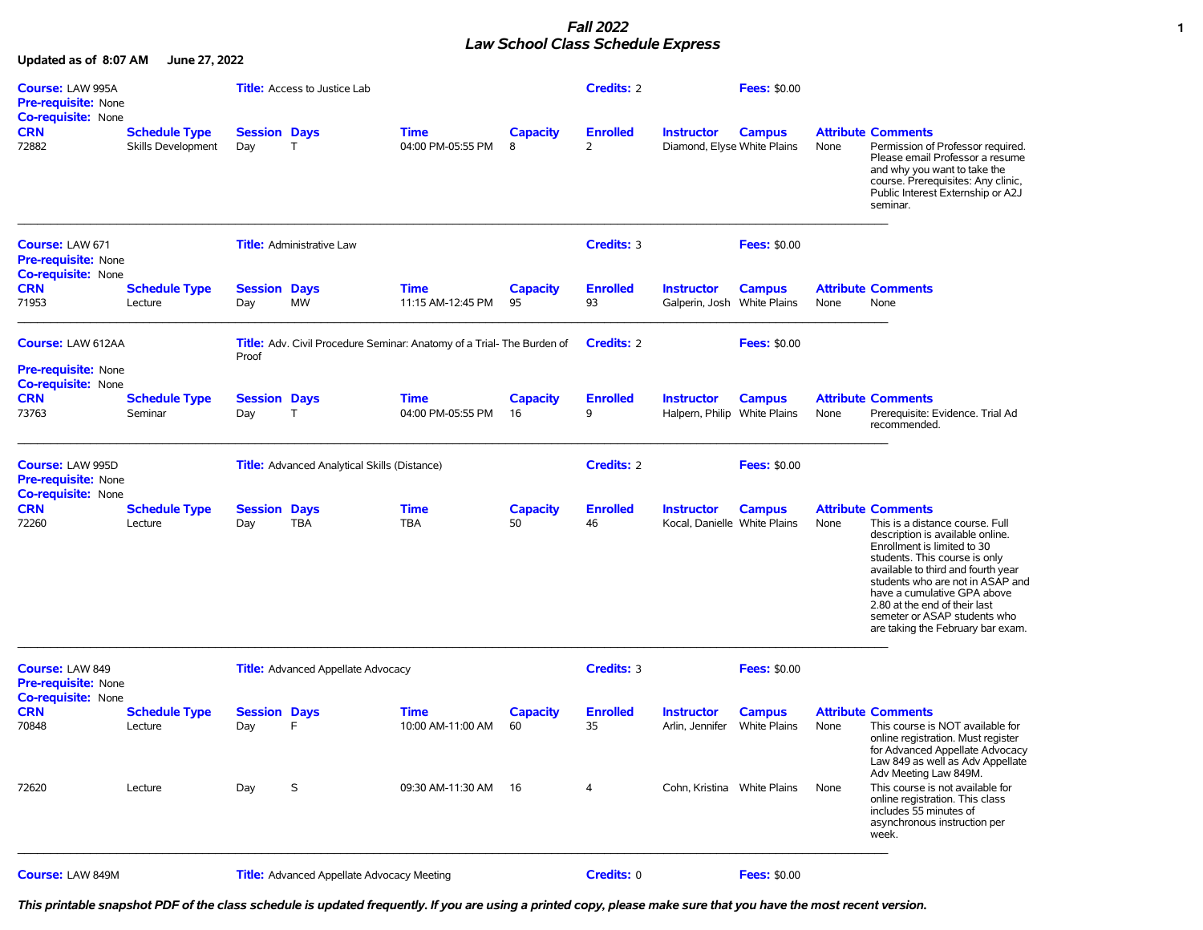# *Fall 2022*
# *Law School Class Schedule Express*

**Updated as of 8:07 AM June 27, 2022**

**Course:** LAW 995A **Title:** Access to Justice Lab **Credits:** 2 **Fees:** $0.00
**Pre-requisite:** None
**Co-requisite:** None

| CRN | Schedule Type | Session | Days | Time | Capacity | Enrolled | Instructor | Campus | Attribute | Comments |
|---|---|---|---|---|---|---|---|---|---|---|
| 72882 | Skills Development | Day | T | 04:00 PM-05:55 PM | 8 | 2 | Diamond, Elyse | White Plains | None | Permission of Professor required. Please email Professor a resume and why you want to take the course. Prerequisites: Any clinic, Public Interest Externship or A2J seminar. |

---

**Course:** LAW 671 **Title:** Administrative Law **Credits:** 3 **Fees:** $0.00
**Pre-requisite:** None
**Co-requisite:** None

| CRN | Schedule Type | Session | Days | Time | Capacity | Enrolled | Instructor | Campus | Attribute | Comments |
|---|---|---|---|---|---|---|---|---|---|---|
| 71953 | Lecture | Day | MW | 11:15 AM-12:45 PM | 95 | 93 | Galperin, Josh | White Plains | None | None |

---

**Course:** LAW 612AA **Title:** Adv. Civil Procedure Seminar: Anatomy of a Trial- The Burden of Proof **Credits:** 2 **Fees:** $0.00
**Pre-requisite:** None
**Co-requisite:** None

| CRN | Schedule Type | Session | Days | Time | Capacity | Enrolled | Instructor | Campus | Attribute | Comments |
|---|---|---|---|---|---|---|---|---|---|---|
| 73763 | Seminar | Day | T | 04:00 PM-05:55 PM | 16 | 9 | Halpern, Philip | White Plains | None | Prerequisite: Evidence. Trial Ad recommended. |

---

**Course:** LAW 995D **Title:** Advanced Analytical Skills (Distance) **Credits:** 2 **Fees:** $0.00
**Pre-requisite:** None
**Co-requisite:** None

| CRN | Schedule Type | Session | Days | Time | Capacity | Enrolled | Instructor | Campus | Attribute | Comments |
|---|---|---|---|---|---|---|---|---|---|---|
| 72260 | Lecture | Day | TBA | TBA | 50 | 46 | Kocal, Danielle | White Plains | None | This is a distance course. Full description is available online. Enrollment is limited to 30 students. This course is only available to third and fourth year students who are not in ASAP and have a cumulative GPA above 2.80 at the end of their last semeter or ASAP students who are taking the February bar exam. |

---

**Course:** LAW 849 **Title:** Advanced Appellate Advocacy **Credits:** 3 **Fees:** $0.00
**Pre-requisite:** None
**Co-requisite:** None

| CRN | Schedule Type | Session | Days | Time | Capacity | Enrolled | Instructor | Campus | Attribute | Comments |
|---|---|---|---|---|---|---|---|---|---|---|
| 70848 | Lecture | Day | F | 10:00 AM-11:00 AM | 60 | 35 | Arlin, Jennifer | White Plains | None | This course is NOT available for online registration. Must register for Advanced Appellate Advocacy Law 849 as well as Adv Appellate Adv Meeting Law 849M. |
| 72620 | Lecture | Day | S | 09:30 AM-11:30 AM | 16 | 4 | Cohn, Kristina | White Plains | None | This course is not available for online registration. This class includes 55 minutes of asynchronous instruction per week. |

---

**Course:** LAW 849M **Title:** Advanced Appellate Advocacy Meeting **Credits:** 0 **Fees:** $0.00

***This printable snapshot PDF of the class schedule is updated frequently. If you are using a printed copy, please make sure that you have the most recent version.***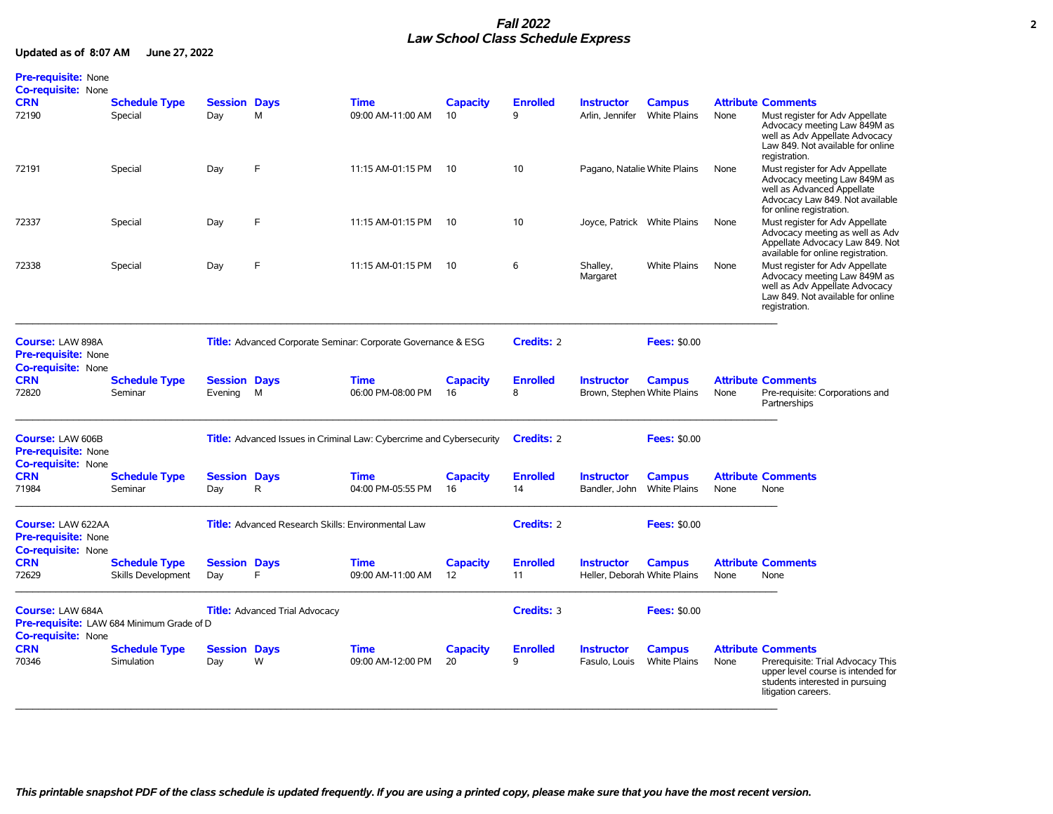**Pre-requisite:** None
**Co-requisite:** None

| CRN | Schedule Type | Session | Days | Time | Capacity | Enrolled | Instructor | Campus | Attribute | Comments |
|---|---|---|---|---|---|---|---|---|---|---|
| 72190 | Special | Day | M | 09:00 AM-11:00 AM | 10 | 9 | Arlin, Jennifer | White Plains | None | Must register for Adv Appellate Advocacy meeting Law 849M as well as Adv Appellate Advocacy Law 849. Not available for online registration. |
| 72191 | Special | Day | F | 11:15 AM-01:15 PM | 10 | 10 | Pagano, Natalie | White Plains | None | Must register for Adv Appellate Advocacy meeting Law 849M as well as Advanced Appellate Advocacy Law 849. Not available for online registration. |
| 72337 | Special | Day | F | 11:15 AM-01:15 PM | 10 | 10 | Joyce, Patrick | White Plains | None | Must register for Adv Appellate Advocacy meeting as well as Adv Appellate Advocacy Law 849. Not available for online registration. |
| 72338 | Special | Day | F | 11:15 AM-01:15 PM | 10 | 6 | Shalley, Margaret | White Plains | None | Must register for Adv Appellate Advocacy meeting Law 849M as well as Adv Appellate Advocacy Law 849. Not available for online registration. |

---

**Course:** LAW 898A **Title:** Advanced Corporate Seminar: Corporate Governance & ESG **Credits:** 2 **Fees:** $0.00
**Pre-requisite:** None
**Co-requisite:** None

| CRN | Schedule Type | Session | Days | Time | Capacity | Enrolled | Instructor | Campus | Attribute | Comments |
|---|---|---|---|---|---|---|---|---|---|---|
| 72820 | Seminar | Evening | M | 06:00 PM-08:00 PM | 16 | 8 | Brown, Stephen | White Plains | None | Pre-requisite: Corporations and Partnerships |

---

**Course:** LAW 606B **Title:** Advanced Issues in Criminal Law: Cybercrime and Cybersecurity **Credits:** 2 **Fees:** $0.00
**Pre-requisite:** None
**Co-requisite:** None

| CRN | Schedule Type | Session | Days | Time | Capacity | Enrolled | Instructor | Campus | Attribute | Comments |
|---|---|---|---|---|---|---|---|---|---|---|
| 71984 | Seminar | Day | R | 04:00 PM-05:55 PM | 16 | 14 | Bandler, John | White Plains | None | None |

---

**Course:** LAW 622AA **Title:** Advanced Research Skills: Environmental Law **Credits:** 2 **Fees:** $0.00
**Pre-requisite:** None
**Co-requisite:** None

| CRN | Schedule Type | Session | Days | Time | Capacity | Enrolled | Instructor | Campus | Attribute | Comments |
|---|---|---|---|---|---|---|---|---|---|---|
| 72629 | Skills Development | Day | F | 09:00 AM-11:00 AM | 12 | 11 | Heller, Deborah | White Plains | None | None |

---

**Course:** LAW 684A **Title:** Advanced Trial Advocacy **Credits:** 3 **Fees:** $0.00
**Pre-requisite:** LAW 684 Minimum Grade of D
**Co-requisite:** None

| CRN | Schedule Type | Session | Days | Time | Capacity | Enrolled | Instructor | Campus | Attribute | Comments |
|---|---|---|---|---|---|---|---|---|---|---|
| 70346 | Simulation | Day | W | 09:00 AM-12:00 PM | 20 | 9 | Fasulo, Louis | White Plains | None | Prerequisite: Trial Advocacy This upper level course is intended for students interested in pursuing litigation careers. |

---

*This printable snapshot PDF of the class schedule is updated frequently. If you are using a printed copy, please make sure that you have the most recent version.*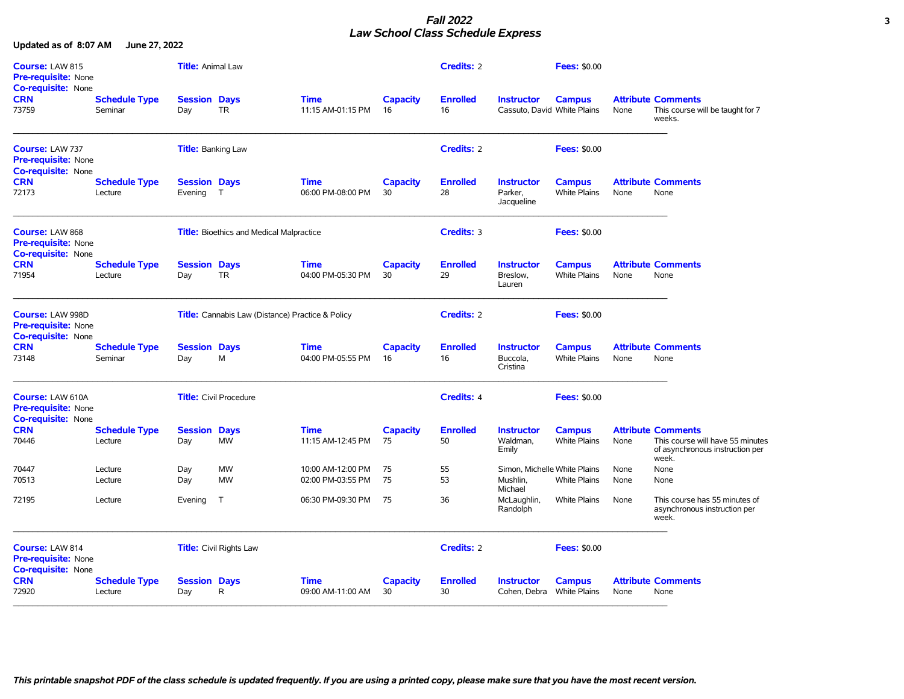# Fall 2022
## Law School Class Schedule Express

**Updated as of 8:07 AM June 27, 2022**

**Course:** LAW 815 **Title:** Animal Law **Credits:** 2 **Fees:** $0.00
**Pre-requisite:** None
**Co-requisite:** None

| CRN | Schedule Type | Session | Days | Time | Capacity | Enrolled | Instructor | Campus | Attribute | Comments |
|---|---|---|---|---|---|---|---|---|---|---|
| 73759 | Seminar | Day | TR | 11:15 AM-01:15 PM | 16 | 16 | Cassuto, David | White Plains | None | This course will be taught for 7 weeks. |

---

**Course:** LAW 737 **Title:** Banking Law **Credits:** 2 **Fees:** $0.00
**Pre-requisite:** None
**Co-requisite:** None

| CRN | Schedule Type | Session | Days | Time | Capacity | Enrolled | Instructor | Campus | Attribute | Comments |
|---|---|---|---|---|---|---|---|---|---|---|
| 72173 | Lecture | Evening | T | 06:00 PM-08:00 PM | 30 | 28 | Parker, Jacqueline | White Plains | None | None |

---

**Course:** LAW 868 **Title:** Bioethics and Medical Malpractice **Credits:** 3 **Fees:** $0.00
**Pre-requisite:** None
**Co-requisite:** None

| CRN | Schedule Type | Session | Days | Time | Capacity | Enrolled | Instructor | Campus | Attribute | Comments |
|---|---|---|---|---|---|---|---|---|---|---|
| 71954 | Lecture | Day | TR | 04:00 PM-05:30 PM | 30 | 29 | Breslow, Lauren | White Plains | None | None |

---

**Course:** LAW 998D **Title:** Cannabis Law (Distance) Practice & Policy **Credits:** 2 **Fees:** $0.00
**Pre-requisite:** None
**Co-requisite:** None

| CRN | Schedule Type | Session | Days | Time | Capacity | Enrolled | Instructor | Campus | Attribute | Comments |
|---|---|---|---|---|---|---|---|---|---|---|
| 73148 | Seminar | Day | M | 04:00 PM-05:55 PM | 16 | 16 | Buccola, Cristina | White Plains | None | None |

---

**Course:** LAW 610A **Title:** Civil Procedure **Credits:** 4 **Fees:** $0.00
**Pre-requisite:** None
**Co-requisite:** None

| CRN | Schedule Type | Session | Days | Time | Capacity | Enrolled | Instructor | Campus | Attribute | Comments |
|---|---|---|---|---|---|---|---|---|---|---|
| 70446 | Lecture | Day | MW | 11:15 AM-12:45 PM | 75 | 50 | Waldman, Emily | White Plains | None | This course will have 55 minutes of asynchronous instruction per week. |
| 70447 | Lecture | Day | MW | 10:00 AM-12:00 PM | 75 | 55 | Simon, Michelle | White Plains | None | None |
| 70513 | Lecture | Day | MW | 02:00 PM-03:55 PM | 75 | 53 | Mushlin, Michael | White Plains | None | None |
| 72195 | Lecture | Evening | T | 06:30 PM-09:30 PM | 75 | 36 | McLaughlin, Randolph | White Plains | None | This course has 55 minutes of asynchronous instruction per week. |

---

**Course:** LAW 814 **Title:** Civil Rights Law **Credits:** 2 **Fees:** $0.00
**Pre-requisite:** None
**Co-requisite:** None

| CRN | Schedule Type | Session | Days | Time | Capacity | Enrolled | Instructor | Campus | Attribute | Comments |
|---|---|---|---|---|---|---|---|---|---|---|
| 72920 | Lecture | Day | R | 09:00 AM-11:00 AM | 30 | 30 | Cohen, Debra | White Plains | None | None |

---

*This printable snapshot PDF of the class schedule is updated frequently. If you are using a printed copy, please make sure that you have the most recent version.*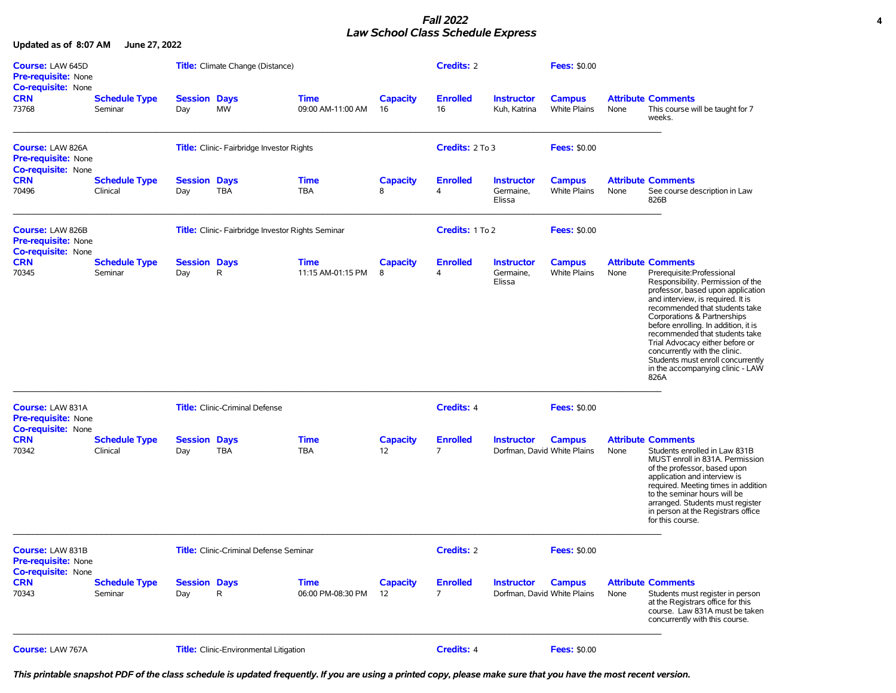# Fall 2022
## Law School Class Schedule Express

**Updated as of 8:07 AM June 27, 2022**

**Course:** LAW 645D **Title:** Climate Change (Distance) **Credits:** 2 **Fees:** $0.00
**Pre-requisite:** None
**Co-requisite:** None

| CRN | Schedule Type | Session | Days | Time | Capacity | Enrolled | Instructor | Campus | Attribute | Comments |
|---|---|---|---|---|---|---|---|---|---|---|
| 73768 | Seminar | Day | MW | 09:00 AM-11:00 AM | 16 | 16 | Kuh, Katrina | White Plains | None | This course will be taught for 7 weeks. |

---

**Course:** LAW 826A **Title:** Clinic- Fairbridge Investor Rights **Credits:** 2 To 3 **Fees:** $0.00
**Pre-requisite:** None
**Co-requisite:** None

| CRN | Schedule Type | Session | Days | Time | Capacity | Enrolled | Instructor | Campus | Attribute | Comments |
|---|---|---|---|---|---|---|---|---|---|---|
| 70496 | Clinical | Day | TBA | TBA | 8 | 4 | Germaine, Elissa | White Plains | None | See course description in Law 826B |

---

**Course:** LAW 826B **Title:** Clinic- Fairbridge Investor Rights Seminar **Credits:** 1 To 2 **Fees:** $0.00
**Pre-requisite:** None
**Co-requisite:** None

| CRN | Schedule Type | Session | Days | Time | Capacity | Enrolled | Instructor | Campus | Attribute | Comments |
|---|---|---|---|---|---|---|---|---|---|---|
| 70345 | Seminar | Day | R | 11:15 AM-01:15 PM | 8 | 4 | Germaine, Elissa | White Plains | None | Prerequisite:Professional Responsibility. Permission of the professor, based upon application and interview, is required. It is recommended that students take Corporations & Partnerships before enrolling. In addition, it is recommended that students take Trial Advocacy either before or concurrently with the clinic. Students must enroll concurrently in the accompanying clinic - LAW 826A |

---

**Course:** LAW 831A **Title:** Clinic-Criminal Defense **Credits:** 4 **Fees:** $0.00
**Pre-requisite:** None
**Co-requisite:** None

| CRN | Schedule Type | Session | Days | Time | Capacity | Enrolled | Instructor | Campus | Attribute | Comments |
|---|---|---|---|---|---|---|---|---|---|---|
| 70342 | Clinical | Day | TBA | TBA | 12 | 7 | Dorfman, David | White Plains | None | Students enrolled in Law 831B MUST enroll in 831A. Permission of the professor, based upon application and interview is required. Meeting times in addition to the seminar hours will be arranged. Students must register in person at the Registrars office for this course. |

---

**Course:** LAW 831B **Title:** Clinic-Criminal Defense Seminar **Credits:** 2 **Fees:** $0.00
**Pre-requisite:** None
**Co-requisite:** None

| CRN | Schedule Type | Session | Days | Time | Capacity | Enrolled | Instructor | Campus | Attribute | Comments |
|---|---|---|---|---|---|---|---|---|---|---|
| 70343 | Seminar | Day | R | 06:00 PM-08:30 PM | 12 | 7 | Dorfman, David | White Plains | None | Students must register in person at the Registrars office for this course. Law 831A must be taken concurrently with this course. |

---

**Course:** LAW 767A **Title:** Clinic-Environmental Litigation **Credits:** 4 **Fees:** $0.00

*This printable snapshot PDF of the class schedule is updated frequently. If you are using a printed copy, please make sure that you have the most recent version.*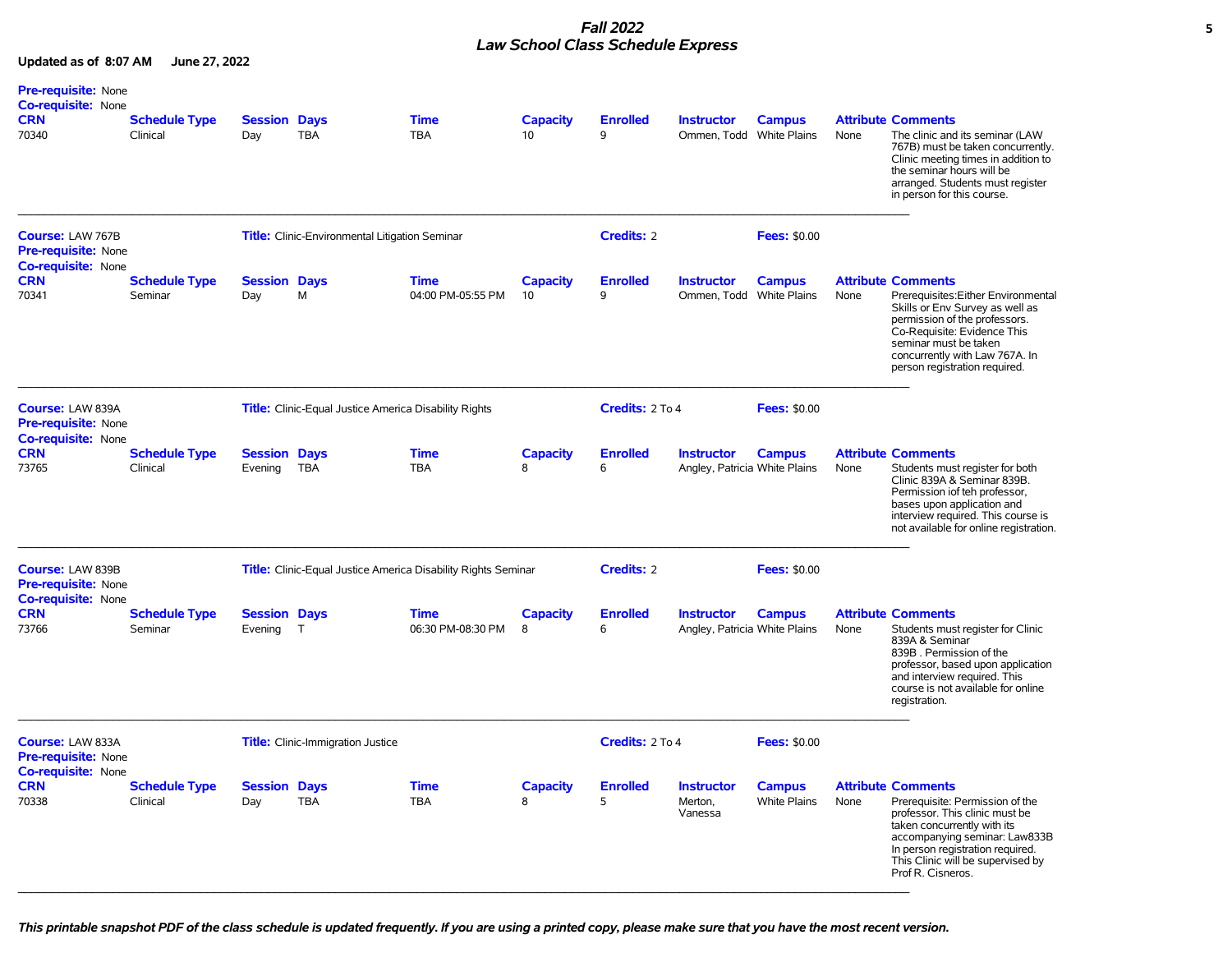# Fall 2022
## Law School Class Schedule Express

**Updated as of 8:07 AM June 27, 2022**

**Pre-requisite:** None
**Co-requisite:** None

| CRN | Schedule Type | Session | Days | Time | Capacity | Enrolled | Instructor | Campus | Attribute | Comments |
|---|---|---|---|---|---|---|---|---|---|---|
| 70340 | Clinical | Day | TBA | TBA | 10 | 9 | Ommen, Todd | White Plains | None | The clinic and its seminar (LAW 767B) must be taken concurrently. Clinic meeting times in addition to the seminar hours will be arranged. Students must register in person for this course. |

---

**Course:** LAW 767B **Title:** Clinic-Environmental Litigation Seminar **Credits:** 2 **Fees:** $0.00
**Pre-requisite:** None
**Co-requisite:** None

| CRN | Schedule Type | Session | Days | Time | Capacity | Enrolled | Instructor | Campus | Attribute | Comments |
|---|---|---|---|---|---|---|---|---|---|---|
| 70341 | Seminar | Day | M | 04:00 PM-05:55 PM | 10 | 9 | Ommen, Todd | White Plains | None | Prerequisites:Either Environmental Skills or Env Survey as well as permission of the professors. Co-Requisite: Evidence This seminar must be taken concurrently with Law 767A. In person registration required. |

---

**Course:** LAW 839A **Title:** Clinic-Equal Justice America Disability Rights **Credits:** 2 To 4 **Fees:** $0.00
**Pre-requisite:** None
**Co-requisite:** None

| CRN | Schedule Type | Session | Days | Time | Capacity | Enrolled | Instructor | Campus | Attribute | Comments |
|---|---|---|---|---|---|---|---|---|---|---|
| 73765 | Clinical | Evening | TBA | TBA | 8 | 6 | Angley, Patricia | White Plains | None | Students must register for both Clinic 839A & Seminar 839B. Permission iof teh professor, bases upon application and interview required. This course is not available for online registration. |

---

**Course:** LAW 839B **Title:** Clinic-Equal Justice America Disability Rights Seminar **Credits:** 2 **Fees:** $0.00
**Pre-requisite:** None
**Co-requisite:** None

| CRN | Schedule Type | Session | Days | Time | Capacity | Enrolled | Instructor | Campus | Attribute | Comments |
|---|---|---|---|---|---|---|---|---|---|---|
| 73766 | Seminar | Evening | T | 06:30 PM-08:30 PM | 8 | 6 | Angley, Patricia | White Plains | None | Students must register for Clinic 839A & Seminar 839B . Permission of the professor, based upon application and interview required. This course is not available for online registration. |

---

**Course:** LAW 833A **Title:** Clinic-Immigration Justice **Credits:** 2 To 4 **Fees:** $0.00
**Pre-requisite:** None
**Co-requisite:** None

| CRN | Schedule Type | Session | Days | Time | Capacity | Enrolled | Instructor | Campus | Attribute | Comments |
|---|---|---|---|---|---|---|---|---|---|---|
| 70338 | Clinical | Day | TBA | TBA | 8 | 5 | Merton, Vanessa | White Plains | None | Prerequisite: Permission of the professor. This clinic must be taken concurrently with its accompanying seminar: Law833B In person registration required. This Clinic will be supervised by Prof R. Cisneros. |

---

*This printable snapshot PDF of the class schedule is updated frequently. If you are using a printed copy, please make sure that you have the most recent version.*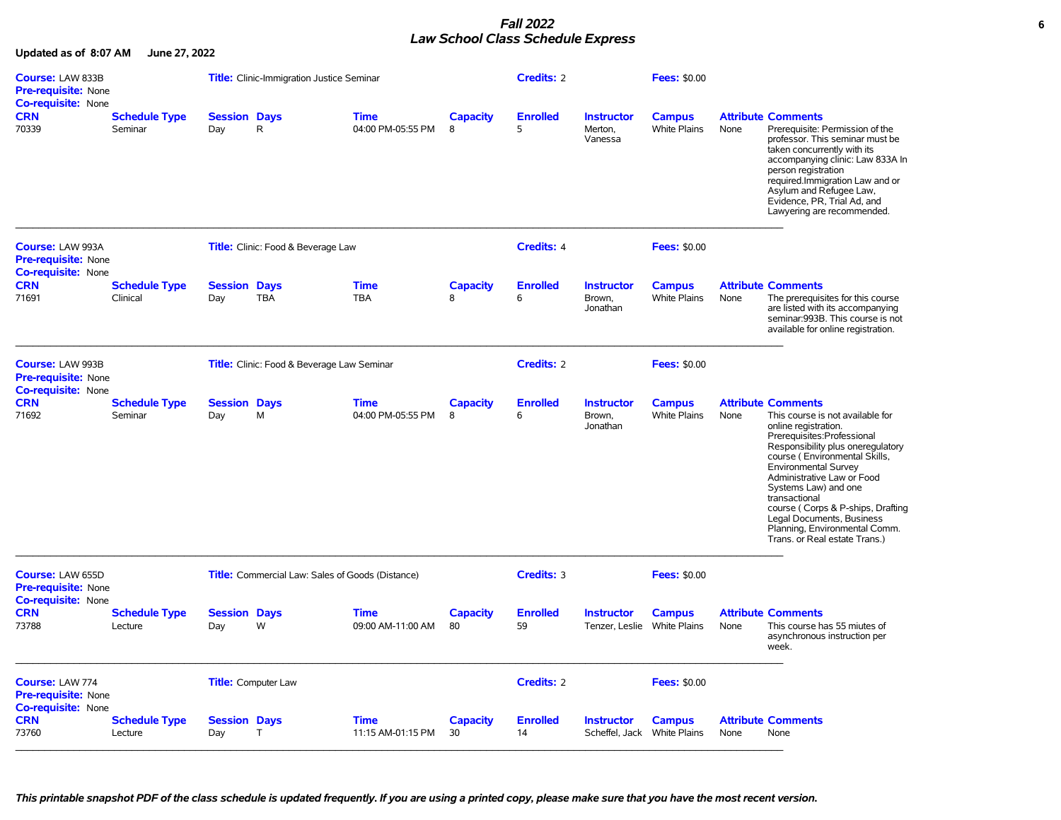*Fall 2022*
***Law School Class Schedule Express***

**Updated as of 8:07 AM June 27, 2022**

**Course:** LAW 833B **Title:** Clinic-Immigration Justice Seminar **Credits:** 2 **Fees:** $0.00
**Pre-requisite:** None
**Co-requisite:** None

| CRN | Schedule Type | Session | Days | Time | Capacity | Enrolled | Instructor | Campus | Attribute | Comments |
|---|---|---|---|---|---|---|---|---|---|---|
| 70339 | Seminar | Day | R | 04:00 PM-05:55 PM | 8 | 5 | Merton, Vanessa | White Plains | None | Prerequisite: Permission of the professor. This seminar must be taken concurrently with its accompanying clinic: Law 833A In person registration required.Immigration Law and or Asylum and Refugee Law, Evidence, PR, Trial Ad, and Lawyering are recommended. |

---

**Course:** LAW 993A **Title:** Clinic: Food & Beverage Law **Credits:** 4 **Fees:** $0.00
**Pre-requisite:** None
**Co-requisite:** None

| CRN | Schedule Type | Session | Days | Time | Capacity | Enrolled | Instructor | Campus | Attribute | Comments |
|---|---|---|---|---|---|---|---|---|---|---|
| 71691 | Clinical | Day | TBA | TBA | 8 | 6 | Brown, Jonathan | White Plains | None | The prerequisites for this course are listed with its accompanying seminar:993B. This course is not available for online registration. |

---

**Course:** LAW 993B **Title:** Clinic: Food & Beverage Law Seminar **Credits:** 2 **Fees:** $0.00
**Pre-requisite:** None
**Co-requisite:** None

| CRN | Schedule Type | Session | Days | Time | Capacity | Enrolled | Instructor | Campus | Attribute | Comments |
|---|---|---|---|---|---|---|---|---|---|---|
| 71692 | Seminar | Day | M | 04:00 PM-05:55 PM | 8 | 6 | Brown, Jonathan | White Plains | None | This course is not available for online registration. Prerequisites:Professional Responsibility plus oneregulatory course ( Environmental Skills, Environmental Survey Administrative Law or Food Systems Law) and one transactional course ( Corps & P-ships, Drafting Legal Documents, Business Planning, Environmental Comm. Trans. or Real estate Trans.) |

---

**Course:** LAW 655D **Title:** Commercial Law: Sales of Goods (Distance) **Credits:** 3 **Fees:** $0.00
**Pre-requisite:** None
**Co-requisite:** None

| CRN | Schedule Type | Session | Days | Time | Capacity | Enrolled | Instructor | Campus | Attribute | Comments |
|---|---|---|---|---|---|---|---|---|---|---|
| 73788 | Lecture | Day | W | 09:00 AM-11:00 AM | 80 | 59 | Tenzer, Leslie | White Plains | None | This course has 55 miutes of asynchronous instruction per week. |

---

**Course:** LAW 774 **Title:** Computer Law **Credits:** 2 **Fees:** $0.00
**Pre-requisite:** None
**Co-requisite:** None

| CRN | Schedule Type | Session | Days | Time | Capacity | Enrolled | Instructor | Campus | Attribute | Comments |
|---|---|---|---|---|---|---|---|---|---|---|
| 73760 | Lecture | Day | T | 11:15 AM-01:15 PM | 30 | 14 | Scheffel, Jack | White Plains | None | None |

---

***This printable snapshot PDF of the class schedule is updated frequently. If you are using a printed copy, please make sure that you have the most recent version.***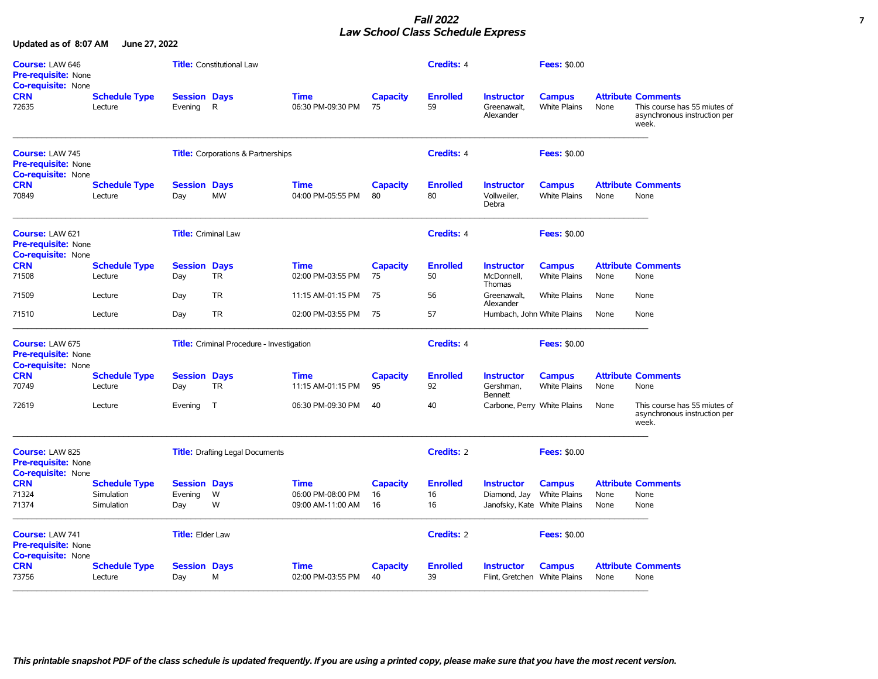# *Fall 2022*
# *Law School Class Schedule Express*

**Updated as of 8:07 AM June 27, 2022**

**Course:** LAW 646 **Title:** Constitutional Law **Credits:** 4 **Fees:** $0.00
**Pre-requisite:** None
**Co-requisite:** None

| CRN | Schedule Type | Session | Days | Time | Capacity | Enrolled | Instructor | Campus | Attribute | Comments |
|---|---|---|---|---|---|---|---|---|---|---|
| 72635 | Lecture | Evening | R | 06:30 PM-09:30 PM | 75 | 59 | Greenawalt, Alexander | White Plains | None | This course has 55 miutes of asynchronous instruction per week. |

---

**Course:** LAW 745 **Title:** Corporations & Partnerships **Credits:** 4 **Fees:** $0.00
**Pre-requisite:** None
**Co-requisite:** None

| CRN | Schedule Type | Session | Days | Time | Capacity | Enrolled | Instructor | Campus | Attribute | Comments |
|---|---|---|---|---|---|---|---|---|---|---|
| 70849 | Lecture | Day | MW | 04:00 PM-05:55 PM | 80 | 80 | Vollweiler, Debra | White Plains | None | None |

---

**Course:** LAW 621 **Title:** Criminal Law **Credits:** 4 **Fees:** $0.00
**Pre-requisite:** None
**Co-requisite:** None

| CRN | Schedule Type | Session | Days | Time | Capacity | Enrolled | Instructor | Campus | Attribute | Comments |
|---|---|---|---|---|---|---|---|---|---|---|
| 71508 | Lecture | Day | TR | 02:00 PM-03:55 PM | 75 | 50 | McDonnell, Thomas | White Plains | None | None |
| 71509 | Lecture | Day | TR | 11:15 AM-01:15 PM | 75 | 56 | Greenawalt, Alexander | White Plains | None | None |
| 71510 | Lecture | Day | TR | 02:00 PM-03:55 PM | 75 | 57 | Humbach, John | White Plains | None | None |

---

**Course:** LAW 675 **Title:** Criminal Procedure - Investigation **Credits:** 4 **Fees:** $0.00
**Pre-requisite:** None
**Co-requisite:** None

| CRN | Schedule Type | Session | Days | Time | Capacity | Enrolled | Instructor | Campus | Attribute | Comments |
|---|---|---|---|---|---|---|---|---|---|---|
| 70749 | Lecture | Day | TR | 11:15 AM-01:15 PM | 95 | 92 | Gershman, Bennett | White Plains | None | None |
| 72619 | Lecture | Evening | T | 06:30 PM-09:30 PM | 40 | 40 | Carbone, Perry | White Plains | None | This course has 55 miutes of asynchronous instruction per week. |

---

**Course:** LAW 825 **Title:** Drafting Legal Documents **Credits:** 2 **Fees:** $0.00
**Pre-requisite:** None
**Co-requisite:** None

| CRN | Schedule Type | Session | Days | Time | Capacity | Enrolled | Instructor | Campus | Attribute | Comments |
|---|---|---|---|---|---|---|---|---|---|---|
| 71324 | Simulation | Evening | W | 06:00 PM-08:00 PM | 16 | 16 | Diamond, Jay | White Plains | None | None |
| 71374 | Simulation | Day | W | 09:00 AM-11:00 AM | 16 | 16 | Janofsky, Kate | White Plains | None | None |

---

**Course:** LAW 741 **Title:** Elder Law **Credits:** 2 **Fees:** $0.00
**Pre-requisite:** None
**Co-requisite:** None

| CRN | Schedule Type | Session | Days | Time | Capacity | Enrolled | Instructor | Campus | Attribute | Comments |
|---|---|---|---|---|---|---|---|---|---|---|
| 73756 | Lecture | Day | M | 02:00 PM-03:55 PM | 40 | 39 | Flint, Gretchen | White Plains | None | None |

---

***This printable snapshot PDF of the class schedule is updated frequently. If you are using a printed copy, please make sure that you have the most recent version.***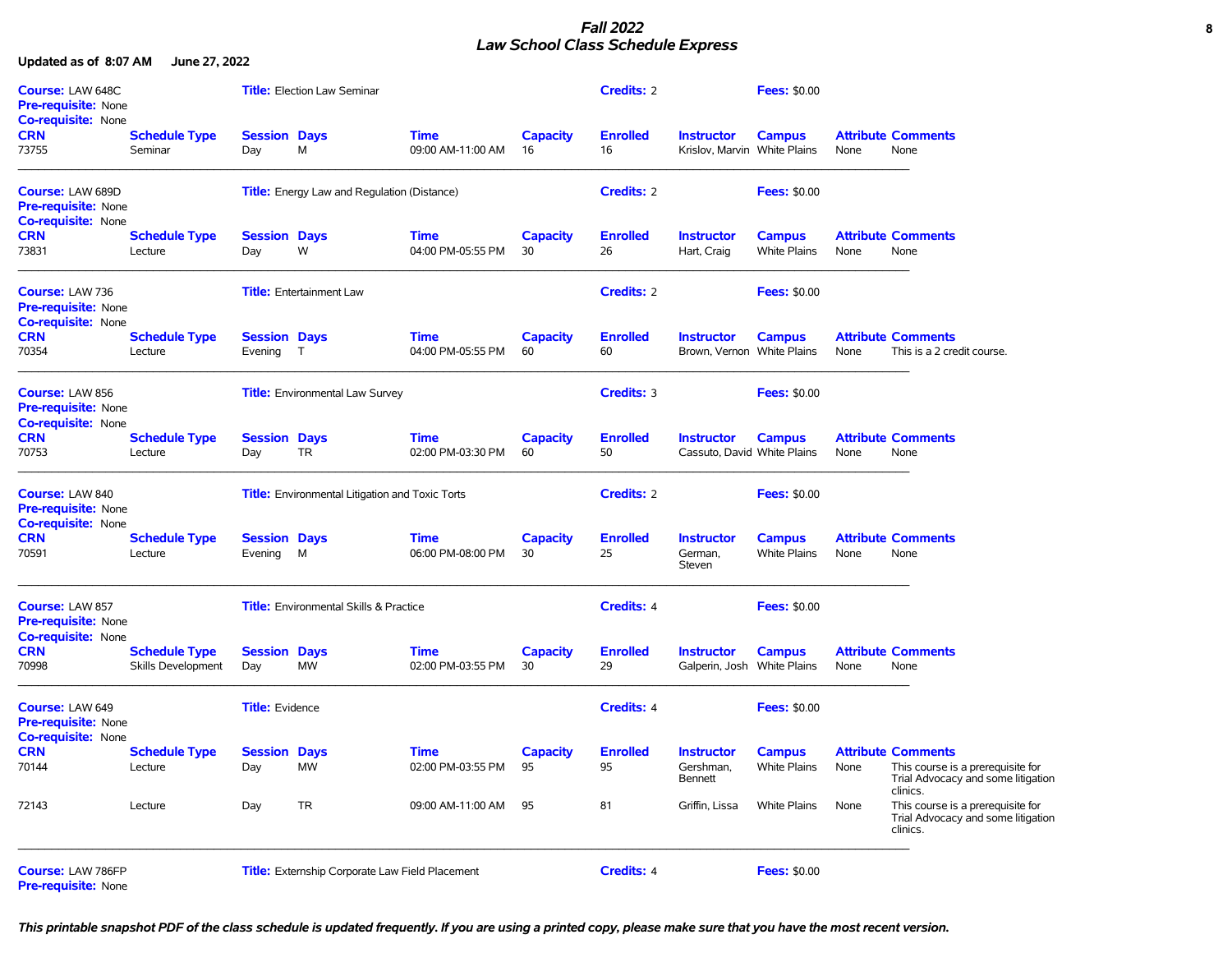## Fall 2022
## Law School Class Schedule Express

**Updated as of 8:07 AM June 27, 2022**

**Course:** LAW 648C **Title:** Election Law Seminar **Credits:** 2 **Fees:** $0.00
**Pre-requisite:** None
**Co-requisite:** None

| CRN | Schedule Type | Session | Days | Time | Capacity | Enrolled | Instructor | Campus | Attribute | Comments |
|---|---|---|---|---|---|---|---|---|---|---|
| 73755 | Seminar | Day | M | 09:00 AM-11:00 AM | 16 | 16 | Krislov, Marvin | White Plains | None | None |

---

**Course:** LAW 689D **Title:** Energy Law and Regulation (Distance) **Credits:** 2 **Fees:** $0.00
**Pre-requisite:** None
**Co-requisite:** None

| CRN | Schedule Type | Session | Days | Time | Capacity | Enrolled | Instructor | Campus | Attribute | Comments |
|---|---|---|---|---|---|---|---|---|---|---|
| 73831 | Lecture | Day | W | 04:00 PM-05:55 PM | 30 | 26 | Hart, Craig | White Plains | None | None |

---

**Course:** LAW 736 **Title:** Entertainment Law **Credits:** 2 **Fees:** $0.00
**Pre-requisite:** None
**Co-requisite:** None

| CRN | Schedule Type | Session | Days | Time | Capacity | Enrolled | Instructor | Campus | Attribute | Comments |
|---|---|---|---|---|---|---|---|---|---|---|
| 70354 | Lecture | Evening | T | 04:00 PM-05:55 PM | 60 | 60 | Brown, Vernon | White Plains | None | This is a 2 credit course. |

---

**Course:** LAW 856 **Title:** Environmental Law Survey **Credits:** 3 **Fees:** $0.00
**Pre-requisite:** None
**Co-requisite:** None

| CRN | Schedule Type | Session | Days | Time | Capacity | Enrolled | Instructor | Campus | Attribute | Comments |
|---|---|---|---|---|---|---|---|---|---|---|
| 70753 | Lecture | Day | TR | 02:00 PM-03:30 PM | 60 | 50 | Cassuto, David | White Plains | None | None |

---

**Course:** LAW 840 **Title:** Environmental Litigation and Toxic Torts **Credits:** 2 **Fees:** $0.00
**Pre-requisite:** None
**Co-requisite:** None

| CRN | Schedule Type | Session | Days | Time | Capacity | Enrolled | Instructor | Campus | Attribute | Comments |
|---|---|---|---|---|---|---|---|---|---|---|
| 70591 | Lecture | Evening | M | 06:00 PM-08:00 PM | 30 | 25 | German, Steven | White Plains | None | None |

---

**Course:** LAW 857 **Title:** Environmental Skills & Practice **Credits:** 4 **Fees:** $0.00
**Pre-requisite:** None
**Co-requisite:** None

| CRN | Schedule Type | Session | Days | Time | Capacity | Enrolled | Instructor | Campus | Attribute | Comments |
|---|---|---|---|---|---|---|---|---|---|---|
| 70998 | Skills Development | Day | MW | 02:00 PM-03:55 PM | 30 | 29 | Galperin, Josh | White Plains | None | None |

---

**Course:** LAW 649 **Title:** Evidence **Credits:** 4 **Fees:** $0.00
**Pre-requisite:** None
**Co-requisite:** None

| CRN | Schedule Type | Session | Days | Time | Capacity | Enrolled | Instructor | Campus | Attribute | Comments |
|---|---|---|---|---|---|---|---|---|---|---|
| 70144 | Lecture | Day | MW | 02:00 PM-03:55 PM | 95 | 95 | Gershman, Bennett | White Plains | None | This course is a prerequisite for Trial Advocacy and some litigation clinics. |
| 72143 | Lecture | Day | TR | 09:00 AM-11:00 AM | 95 | 81 | Griffin, Lissa | White Plains | None | This course is a prerequisite for Trial Advocacy and some litigation clinics. |

---

**Course:** LAW 786FP **Title:** Externship Corporate Law Field Placement **Credits:** 4 **Fees:** $0.00
**Pre-requisite:** None

*This printable snapshot PDF of the class schedule is updated frequently. If you are using a printed copy, please make sure that you have the most recent version.*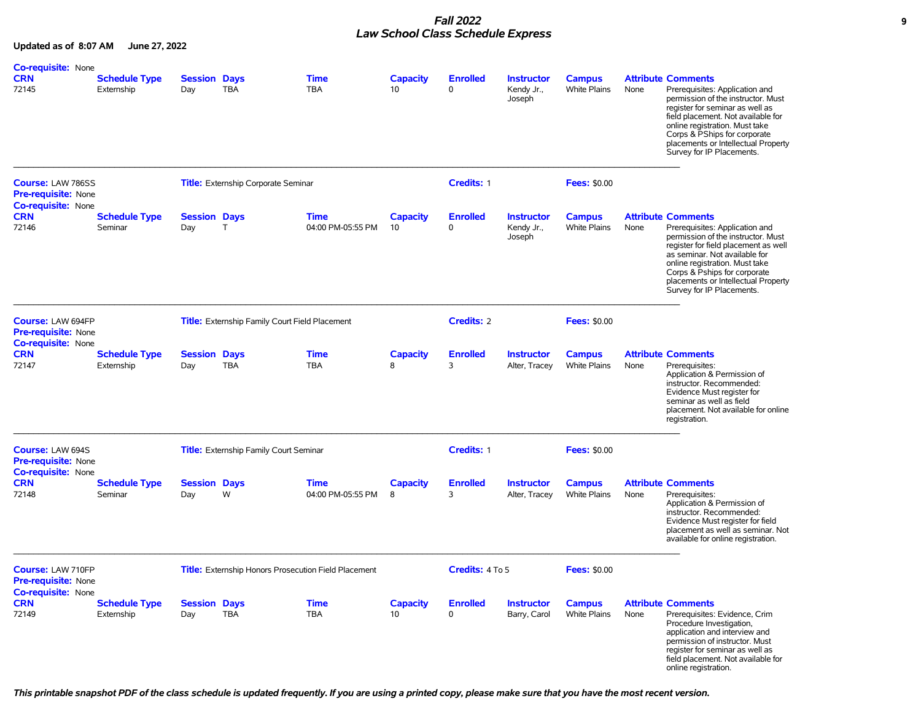# Fall 2022
# Law School Class Schedule Express

**Updated as of 8:07 AM June 27, 2022**

**Co-requisite:** None

| CRN | Schedule Type | Session | Days | Time | Capacity | Enrolled | Instructor | Campus | Attribute | Comments |
|---|---|---|---|---|---|---|---|---|---|---|
| 72145 | Externship | Day | TBA | TBA | 10 | 0 | Kendy Jr., Joseph | White Plains | None | Prerequisites: Application and permission of the instructor. Must register for seminar as well as field placement. Not available for online registration. Must take Corps & PShips for corporate placements or Intellectual Property Survey for IP Placements. |

---

**Course:** LAW 786SS **Title:** Externship Corporate Seminar **Credits:** 1 **Fees:** $0.00
**Pre-requisite:** None
**Co-requisite:** None

| CRN | Schedule Type | Session | Days | Time | Capacity | Enrolled | Instructor | Campus | Attribute | Comments |
|---|---|---|---|---|---|---|---|---|---|---|
| 72146 | Seminar | Day | T | 04:00 PM-05:55 PM | 10 | 0 | Kendy Jr., Joseph | White Plains | None | Prerequisites: Application and permission of the instructor. Must register for field placement as well as seminar. Not available for online registration. Must take Corps & Pships for corporate placements or Intellectual Property Survey for IP Placements. |

---

**Course:** LAW 694FP **Title:** Externship Family Court Field Placement **Credits:** 2 **Fees:** $0.00
**Pre-requisite:** None
**Co-requisite:** None

| CRN | Schedule Type | Session | Days | Time | Capacity | Enrolled | Instructor | Campus | Attribute | Comments |
|---|---|---|---|---|---|---|---|---|---|---|
| 72147 | Externship | Day | TBA | TBA | 8 | 3 | Alter, Tracey | White Plains | None | Prerequisites: Application & Permission of instructor. Recommended: Evidence Must register for seminar as well as field placement. Not available for online registration. |

---

**Course:** LAW 694S **Title:** Externship Family Court Seminar **Credits:** 1 **Fees:** $0.00
**Pre-requisite:** None
**Co-requisite:** None

| CRN | Schedule Type | Session | Days | Time | Capacity | Enrolled | Instructor | Campus | Attribute | Comments |
|---|---|---|---|---|---|---|---|---|---|---|
| 72148 | Seminar | Day | W | 04:00 PM-05:55 PM | 8 | 3 | Alter, Tracey | White Plains | None | Prerequisites: Application & Permission of instructor. Recommended: Evidence Must register for field placement as well as seminar. Not available for online registration. |

---

**Course:** LAW 710FP **Title:** Externship Honors Prosecution Field Placement **Credits:** 4 To 5 **Fees:** $0.00
**Pre-requisite:** None
**Co-requisite:** None

| CRN | Schedule Type | Session | Days | Time | Capacity | Enrolled | Instructor | Campus | Attribute | Comments |
|---|---|---|---|---|---|---|---|---|---|---|
| 72149 | Externship | Day | TBA | TBA | 10 | 0 | Barry, Carol | White Plains | None | Prerequisites: Evidence, Crim Procedure Investigation, application and interview and permission of instructor. Must register for seminar as well as field placement. Not available for online registration. |

***This printable snapshot PDF of the class schedule is updated frequently. If you are using a printed copy, please make sure that you have the most recent version.***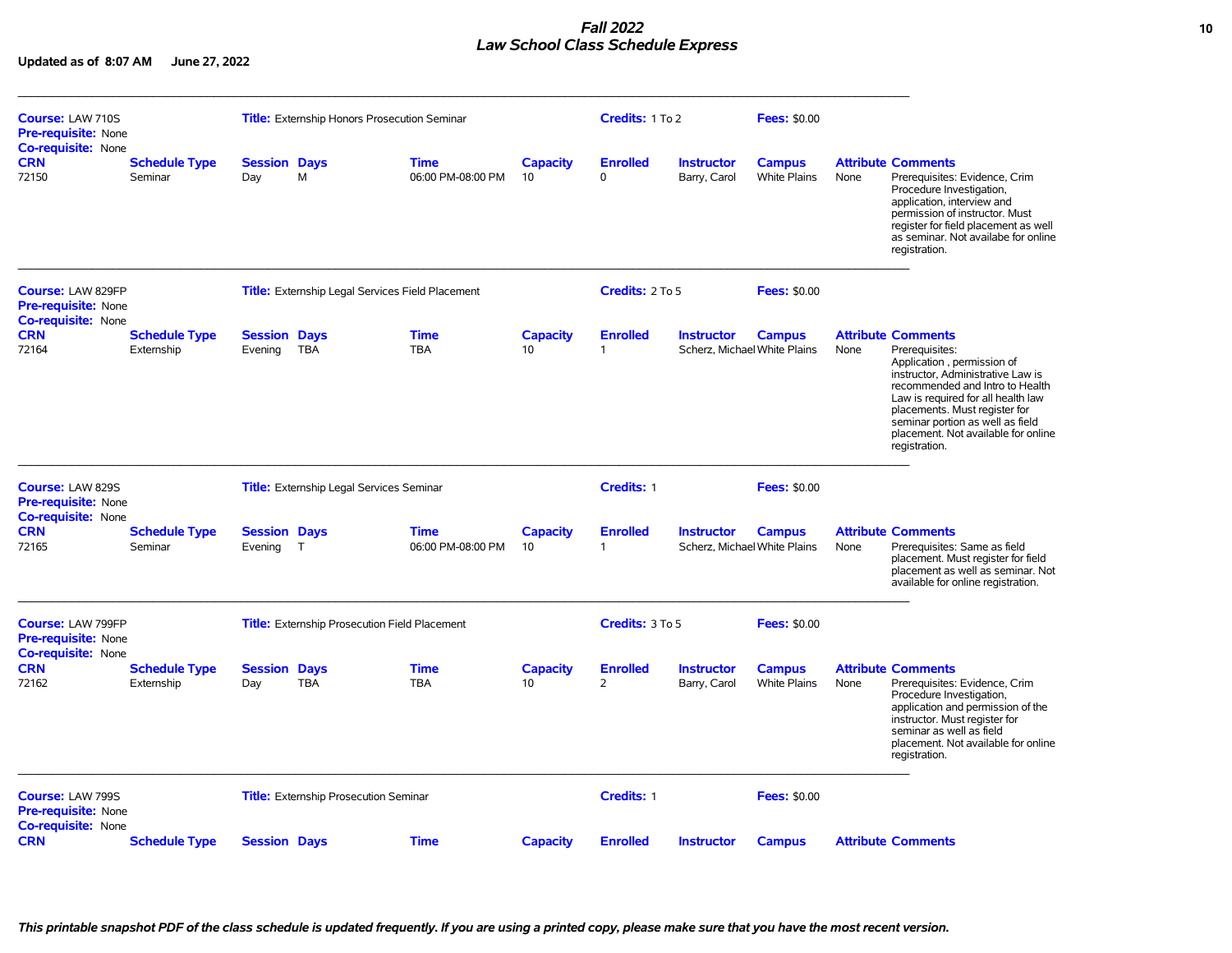# *Fall 2022*
# *Law School Class Schedule Express*

**Updated as of 8:07 AM June 27, 2022**

---

**Course:** LAW 710S **Title:** Externship Honors Prosecution Seminar **Credits:** 1 To 2 **Fees:** $0.00
**Pre-requisite:** None
**Co-requisite:** None

| CRN | Schedule Type | Session | Days | Time | Capacity | Enrolled | Instructor | Campus | Attribute | Comments |
|---|---|---|---|---|---|---|---|---|---|---|
| 72150 | Seminar | Day | M | 06:00 PM-08:00 PM | 10 | 0 | Barry, Carol | White Plains | None | Prerequisites: Evidence, Crim Procedure Investigation, application, interview and permission of instructor. Must register for field placement as well as seminar. Not availabe for online registration. |

---

**Course:** LAW 829FP **Title:** Externship Legal Services Field Placement **Credits:** 2 To 5 **Fees:** $0.00
**Pre-requisite:** None
**Co-requisite:** None

| CRN | Schedule Type | Session | Days | Time | Capacity | Enrolled | Instructor | Campus | Attribute | Comments |
|---|---|---|---|---|---|---|---|---|---|---|
| 72164 | Externship | Evening | TBA | TBA | 10 | 1 | Scherz, Michael | White Plains | None | Prerequisites: Application , permission of instructor, Administrative Law is recommended and Intro to Health Law is required for all health law placements. Must register for seminar portion as well as field placement. Not available for online registration. |

---

**Course:** LAW 829S **Title:** Externship Legal Services Seminar **Credits:** 1 **Fees:** $0.00
**Pre-requisite:** None
**Co-requisite:** None

| CRN | Schedule Type | Session | Days | Time | Capacity | Enrolled | Instructor | Campus | Attribute | Comments |
|---|---|---|---|---|---|---|---|---|---|---|
| 72165 | Seminar | Evening | T | 06:00 PM-08:00 PM | 10 | 1 | Scherz, Michael | White Plains | None | Prerequisites: Same as field placement. Must register for field placement as well as seminar. Not available for online registration. |

---

**Course:** LAW 799FP **Title:** Externship Prosecution Field Placement **Credits:** 3 To 5 **Fees:** $0.00
**Pre-requisite:** None
**Co-requisite:** None

| CRN | Schedule Type | Session | Days | Time | Capacity | Enrolled | Instructor | Campus | Attribute | Comments |
|---|---|---|---|---|---|---|---|---|---|---|
| 72162 | Externship | Day | TBA | TBA | 10 | 2 | Barry, Carol | White Plains | None | Prerequisites: Evidence, Crim Procedure Investigation, application and permission of the instructor. Must register for seminar as well as field placement. Not available for online registration. |

---

**Course:** LAW 799S **Title:** Externship Prosecution Seminar **Credits:** 1 **Fees:** $0.00
**Pre-requisite:** None
**Co-requisite:** None

| CRN | Schedule Type | Session | Days | Time | Capacity | Enrolled | Instructor | Campus | Attribute | Comments |
|---|---|---|---|---|---|---|---|---|---|---|

*This printable snapshot PDF of the class schedule is updated frequently. If you are using a printed copy, please make sure that you have the most recent version.*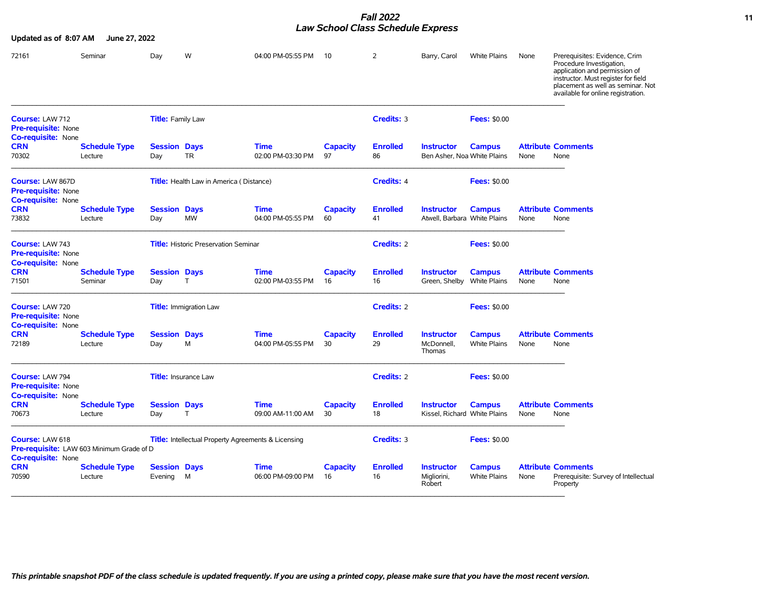**Fall 2022**
**Law School Class Schedule Express**

**Updated as of 8:07 AM June 27, 2022**

| CRN | Schedule Type | Session | Days | Time | Capacity | Enrolled | Instructor | Campus | Attribute | Comments |
|---|---|---|---|---|---|---|---|---|---|---|
| 72161 | Seminar | Day | W | 04:00 PM-05:55 PM | 10 | 2 | Barry, Carol | White Plains | None | Prerequisites: Evidence, Crim Procedure Investigation, application and permission of instructor. Must register for field placement as well as seminar. Not available for online registration. |

---

**Course:** LAW 712 **Title:** Family Law **Credits:** 3 **Fees:** $0.00
**Pre-requisite:** None
**Co-requisite:** None

| CRN | Schedule Type | Session | Days | Time | Capacity | Enrolled | Instructor | Campus | Attribute | Comments |
|---|---|---|---|---|---|---|---|---|---|---|
| 70302 | Lecture | Day | TR | 02:00 PM-03:30 PM | 97 | 86 | Ben Asher, Noa | White Plains | None | None |

---

**Course:** LAW 867D **Title:** Health Law in America ( Distance) **Credits:** 4 **Fees:** $0.00
**Pre-requisite:** None
**Co-requisite:** None

| CRN | Schedule Type | Session | Days | Time | Capacity | Enrolled | Instructor | Campus | Attribute | Comments |
|---|---|---|---|---|---|---|---|---|---|---|
| 73832 | Lecture | Day | MW | 04:00 PM-05:55 PM | 60 | 41 | Atwell, Barbara | White Plains | None | None |

---

**Course:** LAW 743 **Title:** Historic Preservation Seminar **Credits:** 2 **Fees:** $0.00
**Pre-requisite:** None
**Co-requisite:** None

| CRN | Schedule Type | Session | Days | Time | Capacity | Enrolled | Instructor | Campus | Attribute | Comments |
|---|---|---|---|---|---|---|---|---|---|---|
| 71501 | Seminar | Day | T | 02:00 PM-03:55 PM | 16 | 16 | Green, Shelby | White Plains | None | None |

---

**Course:** LAW 720 **Title:** Immigration Law **Credits:** 2 **Fees:** $0.00
**Pre-requisite:** None
**Co-requisite:** None

| CRN | Schedule Type | Session | Days | Time | Capacity | Enrolled | Instructor | Campus | Attribute | Comments |
|---|---|---|---|---|---|---|---|---|---|---|
| 72189 | Lecture | Day | M | 04:00 PM-05:55 PM | 30 | 29 | McDonnell, Thomas | White Plains | None | None |

---

**Course:** LAW 794 **Title:** Insurance Law **Credits:** 2 **Fees:** $0.00
**Pre-requisite:** None
**Co-requisite:** None

| CRN | Schedule Type | Session | Days | Time | Capacity | Enrolled | Instructor | Campus | Attribute | Comments |
|---|---|---|---|---|---|---|---|---|---|---|
| 70673 | Lecture | Day | T | 09:00 AM-11:00 AM | 30 | 18 | Kissel, Richard | White Plains | None | None |

---

**Course:** LAW 618 **Title:** Intellectual Property Agreements & Licensing **Credits:** 3 **Fees:** $0.00
**Pre-requisite:** LAW 603 Minimum Grade of D
**Co-requisite:** None

| CRN | Schedule Type | Session | Days | Time | Capacity | Enrolled | Instructor | Campus | Attribute | Comments |
|---|---|---|---|---|---|---|---|---|---|---|
| 70590 | Lecture | Evening | M | 06:00 PM-09:00 PM | 16 | 16 | Migliorini, Robert | White Plains | None | Prerequisite: Survey of Intellectual Property |

---

*This printable snapshot PDF of the class schedule is updated frequently. If you are using a printed copy, please make sure that you have the most recent version.*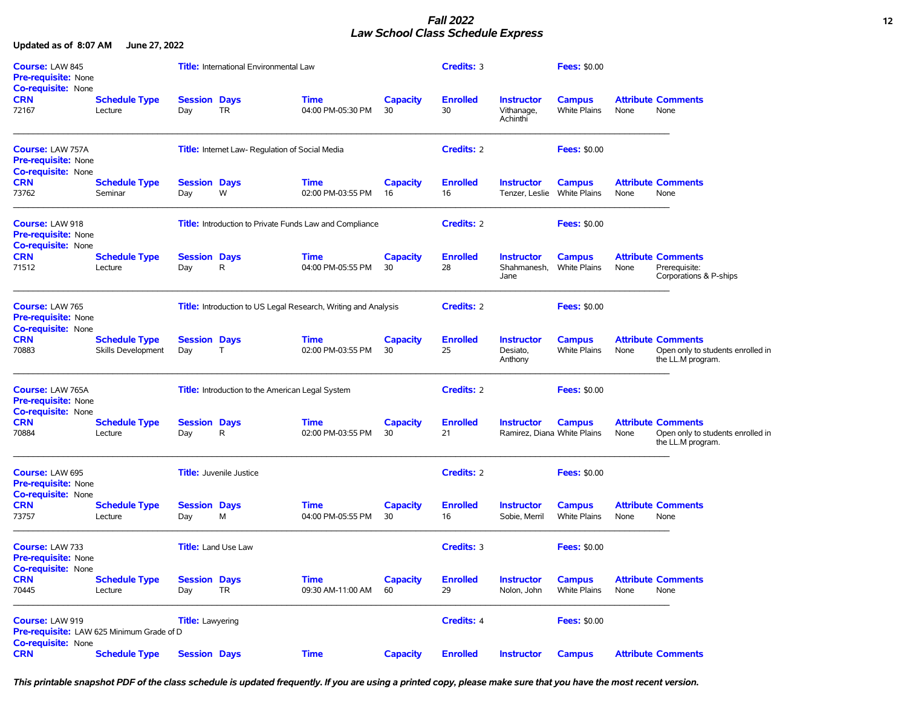# Fall 2022
# Law School Class Schedule Express

**Updated as of 8:07 AM June 27, 2022**

**Course:** LAW 845 **Title:** International Environmental Law **Credits:** 3 **Fees:** $0.00
**Pre-requisite:** None
**Co-requisite:** None

| CRN | Schedule Type | Session | Days | Time | Capacity | Enrolled | Instructor | Campus | Attribute | Comments |
|---|---|---|---|---|---|---|---|---|---|---|
| 72167 | Lecture | Day | TR | 04:00 PM-05:30 PM | 30 | 30 | Vithanage, Achinthi | White Plains | None | None |

---

**Course:** LAW 757A **Title:** Internet Law- Regulation of Social Media **Credits:** 2 **Fees:** $0.00
**Pre-requisite:** None
**Co-requisite:** None

| CRN | Schedule Type | Session | Days | Time | Capacity | Enrolled | Instructor | Campus | Attribute | Comments |
|---|---|---|---|---|---|---|---|---|---|---|
| 73762 | Seminar | Day | W | 02:00 PM-03:55 PM | 16 | 16 | Tenzer, Leslie | White Plains | None | None |

---

**Course:** LAW 918 **Title:** Introduction to Private Funds Law and Compliance **Credits:** 2 **Fees:** $0.00
**Pre-requisite:** None
**Co-requisite:** None

| CRN | Schedule Type | Session | Days | Time | Capacity | Enrolled | Instructor | Campus | Attribute | Comments |
|---|---|---|---|---|---|---|---|---|---|---|
| 71512 | Lecture | Day | R | 04:00 PM-05:55 PM | 30 | 28 | Shahmanesh, Jane | White Plains | None | Prerequisite: Corporations & P-ships |

---

**Course:** LAW 765 **Title:** Introduction to US Legal Research, Writing and Analysis **Credits:** 2 **Fees:** $0.00
**Pre-requisite:** None
**Co-requisite:** None

| CRN | Schedule Type | Session | Days | Time | Capacity | Enrolled | Instructor | Campus | Attribute | Comments |
|---|---|---|---|---|---|---|---|---|---|---|
| 70883 | Skills Development | Day | T | 02:00 PM-03:55 PM | 30 | 25 | Desiato, Anthony | White Plains | None | Open only to students enrolled in the LL.M program. |

---

**Course:** LAW 765A **Title:** Introduction to the American Legal System **Credits:** 2 **Fees:** $0.00
**Pre-requisite:** None
**Co-requisite:** None

| CRN | Schedule Type | Session | Days | Time | Capacity | Enrolled | Instructor | Campus | Attribute | Comments |
|---|---|---|---|---|---|---|---|---|---|---|
| 70884 | Lecture | Day | R | 02:00 PM-03:55 PM | 30 | 21 | Ramirez, Diana | White Plains | None | Open only to students enrolled in the LL.M program. |

---

**Course:** LAW 695 **Title:** Juvenile Justice **Credits:** 2 **Fees:** $0.00
**Pre-requisite:** None
**Co-requisite:** None

| CRN | Schedule Type | Session | Days | Time | Capacity | Enrolled | Instructor | Campus | Attribute | Comments |
|---|---|---|---|---|---|---|---|---|---|---|
| 73757 | Lecture | Day | M | 04:00 PM-05:55 PM | 30 | 16 | Sobie, Merril | White Plains | None | None |

---

**Course:** LAW 733 **Title:** Land Use Law **Credits:** 3 **Fees:** $0.00
**Pre-requisite:** None
**Co-requisite:** None

| CRN | Schedule Type | Session | Days | Time | Capacity | Enrolled | Instructor | Campus | Attribute | Comments |
|---|---|---|---|---|---|---|---|---|---|---|
| 70445 | Lecture | Day | TR | 09:30 AM-11:00 AM | 60 | 29 | Nolon, John | White Plains | None | None |

---

**Course:** LAW 919 **Title:** Lawyering **Credits:** 4 **Fees:** $0.00
**Pre-requisite:** LAW 625 Minimum Grade of D
**Co-requisite:** None

| CRN | Schedule Type | Session | Days | Time | Capacity | Enrolled | Instructor | Campus | Attribute | Comments |
|---|---|---|---|---|---|---|---|---|---|---|

***This printable snapshot PDF of the class schedule is updated frequently. If you are using a printed copy, please make sure that you have the most recent version.***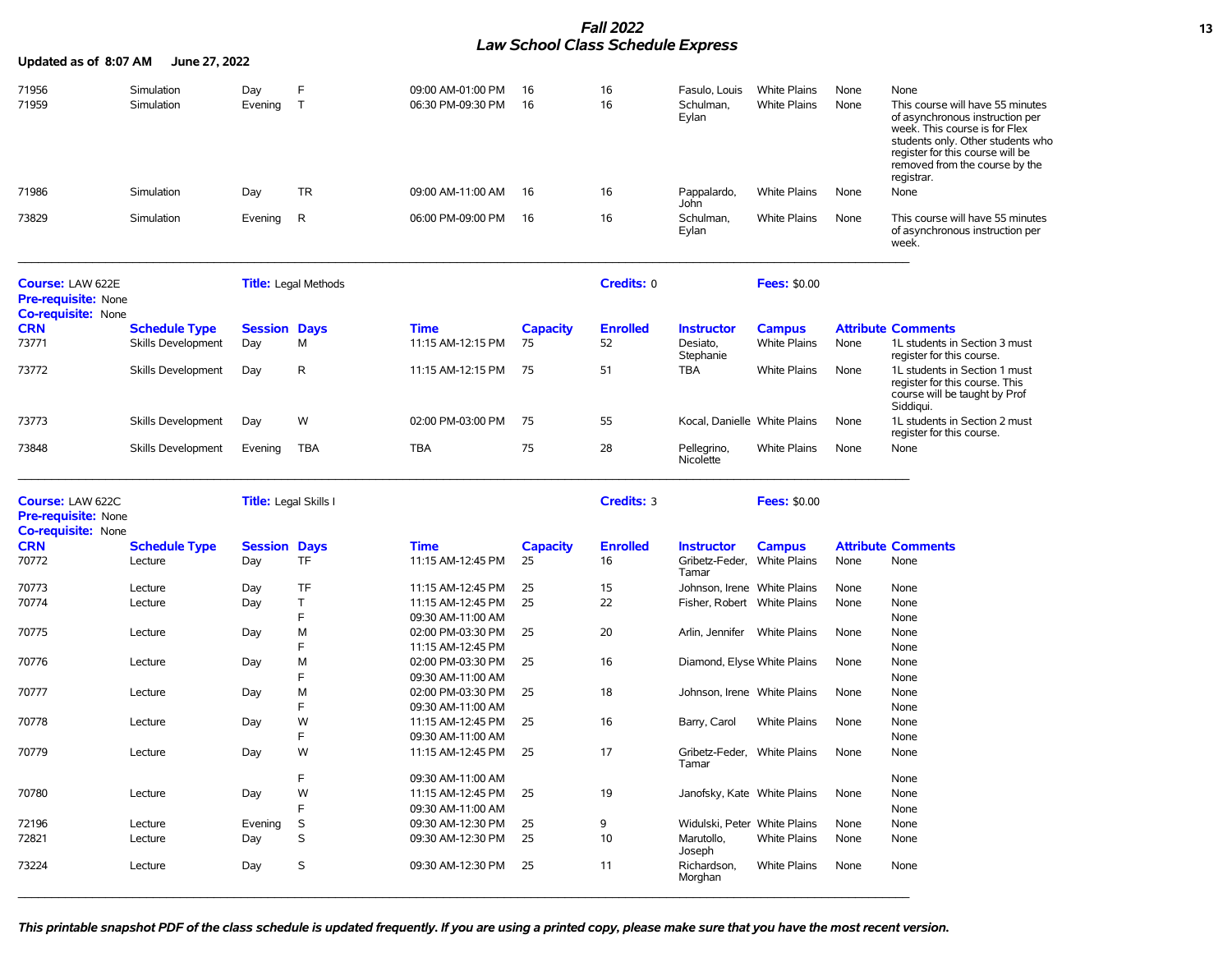# Fall 2022
## Law School Class Schedule Express

**Updated as of 8:07 AM June 27, 2022**

| CRN | Schedule Type | Session | Days | Time | Capacity | Enrolled | Instructor | Campus | Attribute | Comments |
|---|---|---|---|---|---|---|---|---|---|---|
| 71956 | Simulation | Day | F | 09:00 AM-01:00 PM | 16 | 16 | Fasulo, Louis | White Plains | None | None |
| 71959 | Simulation | Evening | T | 06:30 PM-09:30 PM | 16 | 16 | Schulman, Eylan | White Plains | None | This course will have 55 minutes of asynchronous instruction per week. This course is for Flex students only. Other students who register for this course will be removed from the course by the registrar. |
| 71986 | Simulation | Day | TR | 09:00 AM-11:00 AM | 16 | 16 | Pappalardo, John | White Plains | None | None |
| 73829 | Simulation | Evening | R | 06:00 PM-09:00 PM | 16 | 16 | Schulman, Eylan | White Plains | None | This course will have 55 minutes of asynchronous instruction per week. |

---

**Course:** LAW 622E **Title:** Legal Methods **Credits:** 0 **Fees:** $0.00
**Pre-requisite:** None
**Co-requisite:** None

| CRN | Schedule Type | Session | Days | Time | Capacity | Enrolled | Instructor | Campus | Attribute | Comments |
|---|---|---|---|---|---|---|---|---|---|---|
| 73771 | Skills Development | Day | M | 11:15 AM-12:15 PM | 75 | 52 | Desiato, Stephanie | White Plains | None | 1L students in Section 3 must register for this course. |
| 73772 | Skills Development | Day | R | 11:15 AM-12:15 PM | 75 | 51 | TBA | White Plains | None | 1L students in Section 1 must register for this course. This course will be taught by Prof Siddiqui. |
| 73773 | Skills Development | Day | W | 02:00 PM-03:00 PM | 75 | 55 | Kocal, Danielle | White Plains | None | 1L students in Section 2 must register for this course. |
| 73848 | Skills Development | Evening | TBA | TBA | 75 | 28 | Pellegrino, Nicolette | White Plains | None | None |

---

**Course:** LAW 622C **Title:** Legal Skills I **Credits:** 3 **Fees:** $0.00
**Pre-requisite:** None
**Co-requisite:** None

| CRN | Schedule Type | Session | Days | Time | Capacity | Enrolled | Instructor | Campus | Attribute | Comments |
|---|---|---|---|---|---|---|---|---|---|---|
| 70772 | Lecture | Day | TF | 11:15 AM-12:45 PM | 25 | 16 | Gribetz-Feder, Tamar | White Plains | None | None |
| 70773 | Lecture | Day | TF | 11:15 AM-12:45 PM | 25 | 15 | Johnson, Irene | White Plains | None | None |
| 70774 | Lecture | Day | T | 11:15 AM-12:45 PM | 25 | 22 | Fisher, Robert | White Plains | None | None |
| | | | F | 09:30 AM-11:00 AM | | | | | | None |
| 70775 | Lecture | Day | M | 02:00 PM-03:30 PM | 25 | 20 | Arlin, Jennifer | White Plains | None | None |
| | | | F | 11:15 AM-12:45 PM | | | | | | None |
| 70776 | Lecture | Day | M | 02:00 PM-03:30 PM | 25 | 16 | Diamond, Elyse | White Plains | None | None |
| | | | F | 09:30 AM-11:00 AM | | | | | | None |
| 70777 | Lecture | Day | M | 02:00 PM-03:30 PM | 25 | 18 | Johnson, Irene | White Plains | None | None |
| | | | F | 09:30 AM-11:00 AM | | | | | | None |
| 70778 | Lecture | Day | W | 11:15 AM-12:45 PM | 25 | 16 | Barry, Carol | White Plains | None | None |
| | | | F | 09:30 AM-11:00 AM | | | | | | None |
| 70779 | Lecture | Day | W | 11:15 AM-12:45 PM | 25 | 17 | Gribetz-Feder, Tamar | White Plains | None | None |
| | | | F | 09:30 AM-11:00 AM | | | | | | None |
| 70780 | Lecture | Day | W | 11:15 AM-12:45 PM | 25 | 19 | Janofsky, Kate | White Plains | None | None |
| | | | F | 09:30 AM-11:00 AM | | | | | | None |
| 72196 | Lecture | Evening | S | 09:30 AM-12:30 PM | 25 | 9 | Widulski, Peter | White Plains | None | None |
| 72821 | Lecture | Day | S | 09:30 AM-12:30 PM | 25 | 10 | Marutollo, Joseph | White Plains | None | None |
| 73224 | Lecture | Day | S | 09:30 AM-12:30 PM | 25 | 11 | Richardson, Morghan | White Plains | None | None |

---

*This printable snapshot PDF of the class schedule is updated frequently. If you are using a printed copy, please make sure that you have the most recent version.*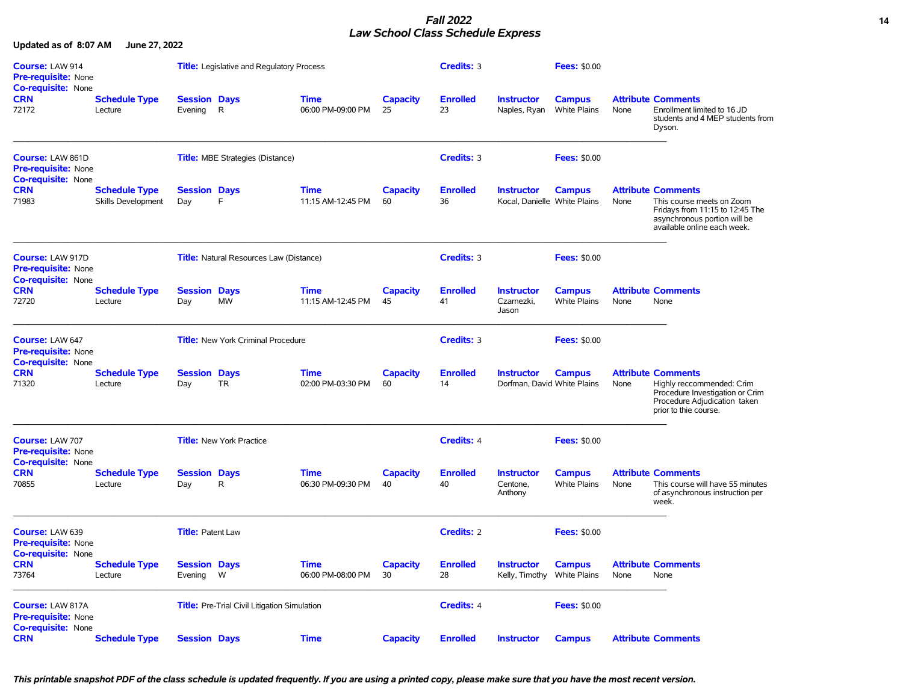# Fall 2022
## Law School Class Schedule Express

**Updated as of 8:07 AM June 27, 2022**

**Course:** LAW 914 **Title:** Legislative and Regulatory Process **Credits:** 3 **Fees:** $0.00
**Pre-requisite:** None
**Co-requisite:** None

| CRN | Schedule Type | Session | Days | Time | Capacity | Enrolled | Instructor | Campus | Attribute | Comments |
|---|---|---|---|---|---|---|---|---|---|---|
| 72172 | Lecture | Evening | R | 06:00 PM-09:00 PM | 25 | 23 | Naples, Ryan | White Plains | None | Enrollment limited to 16 JD students and 4 MEP students from Dyson. |

---

**Course:** LAW 861D **Title:** MBE Strategies (Distance) **Credits:** 3 **Fees:** $0.00
**Pre-requisite:** None
**Co-requisite:** None

| CRN | Schedule Type | Session | Days | Time | Capacity | Enrolled | Instructor | Campus | Attribute | Comments |
|---|---|---|---|---|---|---|---|---|---|---|
| 71983 | Skills Development | Day | F | 11:15 AM-12:45 PM | 60 | 36 | Kocal, Danielle | White Plains | None | This course meets on Zoom Fridays from 11:15 to 12:45 The asynchronous portion will be available online each week. |

---

**Course:** LAW 917D **Title:** Natural Resources Law (Distance) **Credits:** 3 **Fees:** $0.00
**Pre-requisite:** None
**Co-requisite:** None

| CRN | Schedule Type | Session | Days | Time | Capacity | Enrolled | Instructor | Campus | Attribute | Comments |
|---|---|---|---|---|---|---|---|---|---|---|
| 72720 | Lecture | Day | MW | 11:15 AM-12:45 PM | 45 | 41 | Czarnezki, Jason | White Plains | None | None |

---

**Course:** LAW 647 **Title:** New York Criminal Procedure **Credits:** 3 **Fees:** $0.00
**Pre-requisite:** None
**Co-requisite:** None

| CRN | Schedule Type | Session | Days | Time | Capacity | Enrolled | Instructor | Campus | Attribute | Comments |
|---|---|---|---|---|---|---|---|---|---|---|
| 71320 | Lecture | Day | TR | 02:00 PM-03:30 PM | 60 | 14 | Dorfman, David | White Plains | None | Highly reccommended: Crim Procedure Investigation or Crim Procedure Adjudication taken prior to thie course. |

---

**Course:** LAW 707 **Title:** New York Practice **Credits:** 4 **Fees:** $0.00
**Pre-requisite:** None
**Co-requisite:** None

| CRN | Schedule Type | Session | Days | Time | Capacity | Enrolled | Instructor | Campus | Attribute | Comments |
|---|---|---|---|---|---|---|---|---|---|---|
| 70855 | Lecture | Day | R | 06:30 PM-09:30 PM | 40 | 40 | Centone, Anthony | White Plains | None | This course will have 55 minutes of asynchronous instruction per week. |

---

**Course:** LAW 639 **Title:** Patent Law **Credits:** 2 **Fees:** $0.00
**Pre-requisite:** None
**Co-requisite:** None

| CRN | Schedule Type | Session | Days | Time | Capacity | Enrolled | Instructor | Campus | Attribute | Comments |
|---|---|---|---|---|---|---|---|---|---|---|
| 73764 | Lecture | Evening | W | 06:00 PM-08:00 PM | 30 | 28 | Kelly, Timothy | White Plains | None | None |

---

**Course:** LAW 817A **Title:** Pre-Trial Civil Litigation Simulation **Credits:** 4 **Fees:** $0.00
**Pre-requisite:** None
**Co-requisite:** None

| CRN | Schedule Type | Session | Days | Time | Capacity | Enrolled | Instructor | Campus | Attribute | Comments |
|---|---|---|---|---|---|---|---|---|---|---|

*This printable snapshot PDF of the class schedule is updated frequently. If you are using a printed copy, please make sure that you have the most recent version.*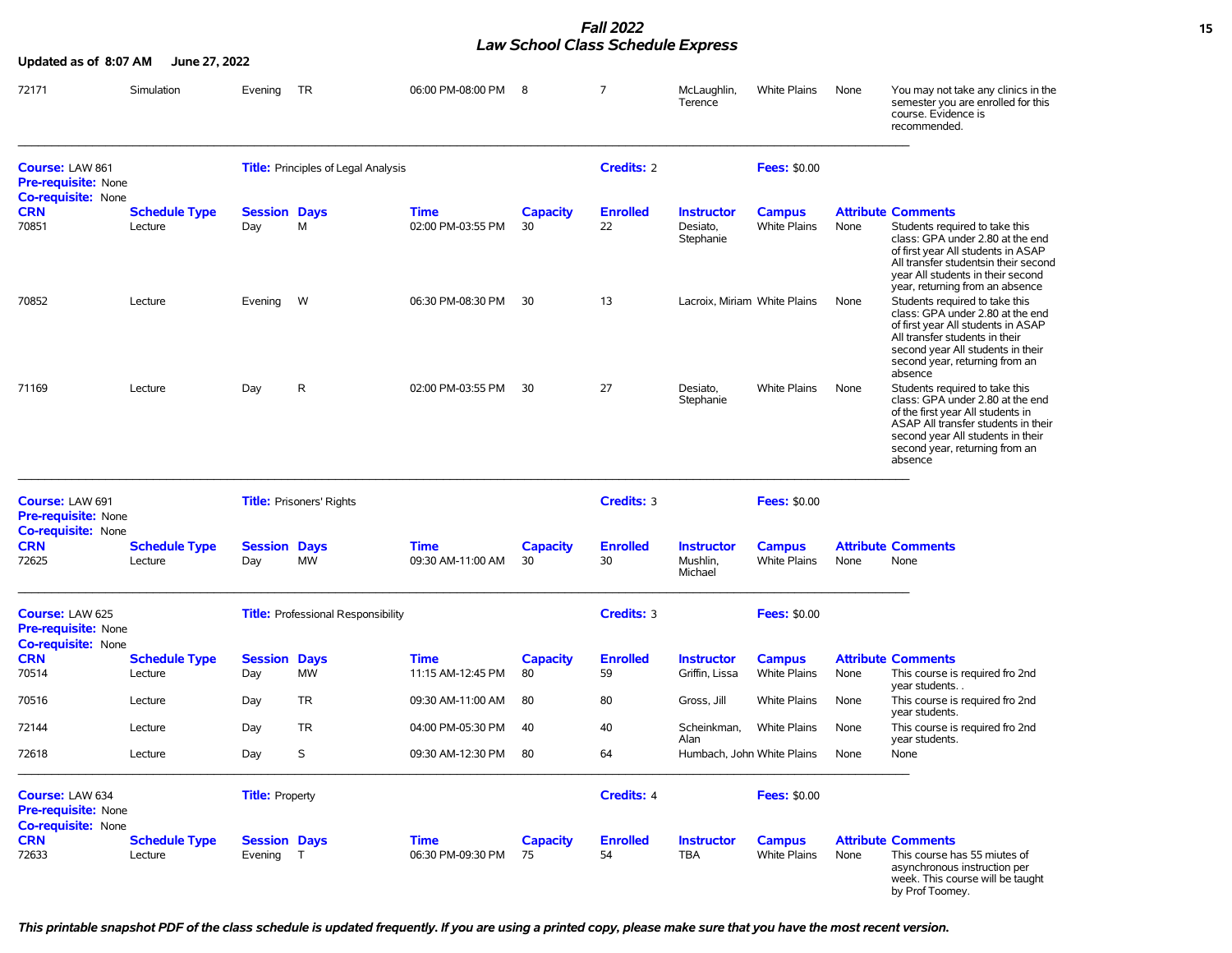| CRN | Schedule Type | Session | Days | Time | Capacity | Enrolled | Instructor | Campus | Attribute | Comments |
|---|---|---|---|---|---|---|---|---|---|---|
| 72171 | Simulation | Evening | TR | 06:00 PM-08:00 PM | 8 | 7 | McLaughlin, Terence | White Plains | None | You may not take any clinics in the semester you are enrolled for this course. Evidence is recommended. |

**Course:** LAW 861 **Title:** Principles of Legal Analysis **Credits:** 2 **Fees:** $0.00
**Pre-requisite:** None
**Co-requisite:** None

| CRN | Schedule Type | Session | Days | Time | Capacity | Enrolled | Instructor | Campus | Attribute | Comments |
|---|---|---|---|---|---|---|---|---|---|---|
| 70851 | Lecture | Day | M | 02:00 PM-03:55 PM | 30 | 22 | Desiato, Stephanie | White Plains | None | Students required to take this class: GPA under 2.80 at the end of first year All students in ASAP All transfer studentsin their second year All students in their second year, returning from an absence |
| 70852 | Lecture | Evening | W | 06:30 PM-08:30 PM | 30 | 13 | Lacroix, Miriam | White Plains | None | Students required to take this class: GPA under 2.80 at the end of first year All students in ASAP All transfer students in their second year All students in their second year, returning from an absence |
| 71169 | Lecture | Day | R | 02:00 PM-03:55 PM | 30 | 27 | Desiato, Stephanie | White Plains | None | Students required to take this class: GPA under 2.80 at the end of the first year All students in ASAP All transfer students in their second year All students in their second year, returning from an absence |

**Course:** LAW 691 **Title:** Prisoners' Rights **Credits:** 3 **Fees:** $0.00
**Pre-requisite:** None
**Co-requisite:** None

| CRN | Schedule Type | Session | Days | Time | Capacity | Enrolled | Instructor | Campus | Attribute | Comments |
|---|---|---|---|---|---|---|---|---|---|---|
| 72625 | Lecture | Day | MW | 09:30 AM-11:00 AM | 30 | 30 | Mushlin, Michael | White Plains | None | None |

**Course:** LAW 625 **Title:** Professional Responsibility **Credits:** 3 **Fees:** $0.00
**Pre-requisite:** None
**Co-requisite:** None

| CRN | Schedule Type | Session | Days | Time | Capacity | Enrolled | Instructor | Campus | Attribute | Comments |
|---|---|---|---|---|---|---|---|---|---|---|
| 70514 | Lecture | Day | MW | 11:15 AM-12:45 PM | 80 | 59 | Griffin, Lissa | White Plains | None | This course is required fro 2nd year students. . |
| 70516 | Lecture | Day | TR | 09:30 AM-11:00 AM | 80 | 80 | Gross, Jill | White Plains | None | This course is required fro 2nd year students. |
| 72144 | Lecture | Day | TR | 04:00 PM-05:30 PM | 40 | 40 | Scheinkman, Alan | White Plains | None | This course is required fro 2nd year students. |
| 72618 | Lecture | Day | S | 09:30 AM-12:30 PM | 80 | 64 | Humbach, John | White Plains | None | None |

**Course:** LAW 634 **Title:** Property **Credits:** 4 **Fees:** $0.00
**Pre-requisite:** None
**Co-requisite:** None

| CRN | Schedule Type | Session | Days | Time | Capacity | Enrolled | Instructor | Campus | Attribute | Comments |
|---|---|---|---|---|---|---|---|---|---|---|
| 72633 | Lecture | Evening | T | 06:30 PM-09:30 PM | 75 | 54 | TBA | White Plains | None | This course has 55 miutes of asynchronous instruction per week. This course will be taught by Prof Toomey. |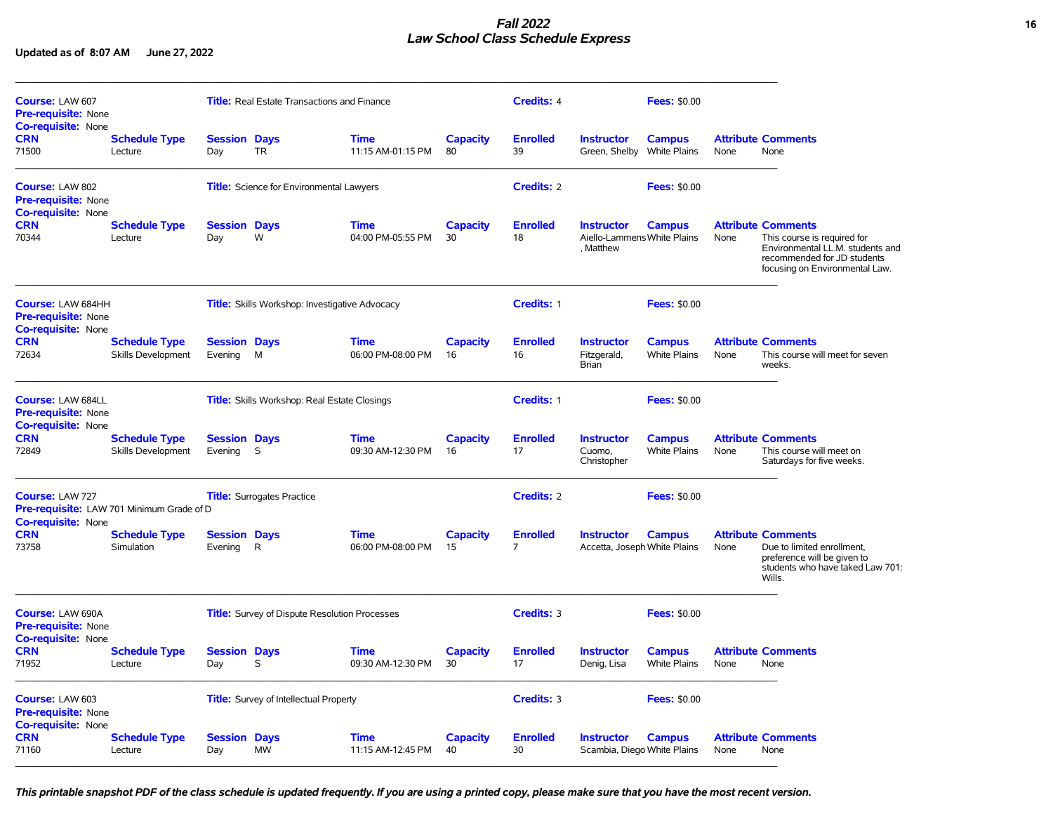## Fall 2022
## Law School Class Schedule Express

**Updated as of 8:07 AM June 27, 2022**

---

**Course:** LAW 607 **Title:** Real Estate Transactions and Finance **Credits:** 4 **Fees:** $0.00
**Pre-requisite:** None
**Co-requisite:** None

| CRN | Schedule Type | Session | Days | Time | Capacity | Enrolled | Instructor | Campus | Attribute | Comments |
|---|---|---|---|---|---|---|---|---|---|---|
| 71500 | Lecture | Day | TR | 11:15 AM-01:15 PM | 80 | 39 | Green, Shelby | White Plains | None | None |

---

**Course:** LAW 802 **Title:** Science for Environmental Lawyers **Credits:** 2 **Fees:** $0.00
**Pre-requisite:** None
**Co-requisite:** None

| CRN | Schedule Type | Session | Days | Time | Capacity | Enrolled | Instructor | Campus | Attribute | Comments |
|---|---|---|---|---|---|---|---|---|---|---|
| 70344 | Lecture | Day | W | 04:00 PM-05:55 PM | 30 | 18 | Aiello-Lammens, Matthew | White Plains | None | This course is required for Environmental LL.M. students and recommended for JD students focusing on Environmental Law. |

---

**Course:** LAW 684HH **Title:** Skills Workshop: Investigative Advocacy **Credits:** 1 **Fees:** $0.00
**Pre-requisite:** None
**Co-requisite:** None

| CRN | Schedule Type | Session | Days | Time | Capacity | Enrolled | Instructor | Campus | Attribute | Comments |
|---|---|---|---|---|---|---|---|---|---|---|
| 72634 | Skills Development | Evening | M | 06:00 PM-08:00 PM | 16 | 16 | Fitzgerald, Brian | White Plains | None | This course will meet for seven weeks. |

---

**Course:** LAW 684LL **Title:** Skills Workshop: Real Estate Closings **Credits:** 1 **Fees:** $0.00
**Pre-requisite:** None
**Co-requisite:** None

| CRN | Schedule Type | Session | Days | Time | Capacity | Enrolled | Instructor | Campus | Attribute | Comments |
|---|---|---|---|---|---|---|---|---|---|---|
| 72849 | Skills Development | Evening | S | 09:30 AM-12:30 PM | 16 | 17 | Cuomo, Christopher | White Plains | None | This course will meet on Saturdays for five weeks. |

---

**Course:** LAW 727 **Title:** Surrogates Practice **Credits:** 2 **Fees:** $0.00
**Pre-requisite:** LAW 701 Minimum Grade of D
**Co-requisite:** None

| CRN | Schedule Type | Session | Days | Time | Capacity | Enrolled | Instructor | Campus | Attribute | Comments |
|---|---|---|---|---|---|---|---|---|---|---|
| 73758 | Simulation | Evening | R | 06:00 PM-08:00 PM | 15 | 7 | Accetta, Joseph | White Plains | None | Due to limited enrollment, preference will be given to students who have taked Law 701: Wills. |

---

**Course:** LAW 690A **Title:** Survey of Dispute Resolution Processes **Credits:** 3 **Fees:** $0.00
**Pre-requisite:** None
**Co-requisite:** None

| CRN | Schedule Type | Session | Days | Time | Capacity | Enrolled | Instructor | Campus | Attribute | Comments |
|---|---|---|---|---|---|---|---|---|---|---|
| 71952 | Lecture | Day | S | 09:30 AM-12:30 PM | 30 | 17 | Denig, Lisa | White Plains | None | None |

---

**Course:** LAW 603 **Title:** Survey of Intellectual Property **Credits:** 3 **Fees:** $0.00
**Pre-requisite:** None
**Co-requisite:** None

| CRN | Schedule Type | Session | Days | Time | Capacity | Enrolled | Instructor | Campus | Attribute | Comments |
|---|---|---|---|---|---|---|---|---|---|---|
| 71160 | Lecture | Day | MW | 11:15 AM-12:45 PM | 40 | 30 | Scambia, Diego | White Plains | None | None |

---

*This printable snapshot PDF of the class schedule is updated frequently. If you are using a printed copy, please make sure that you have the most recent version.*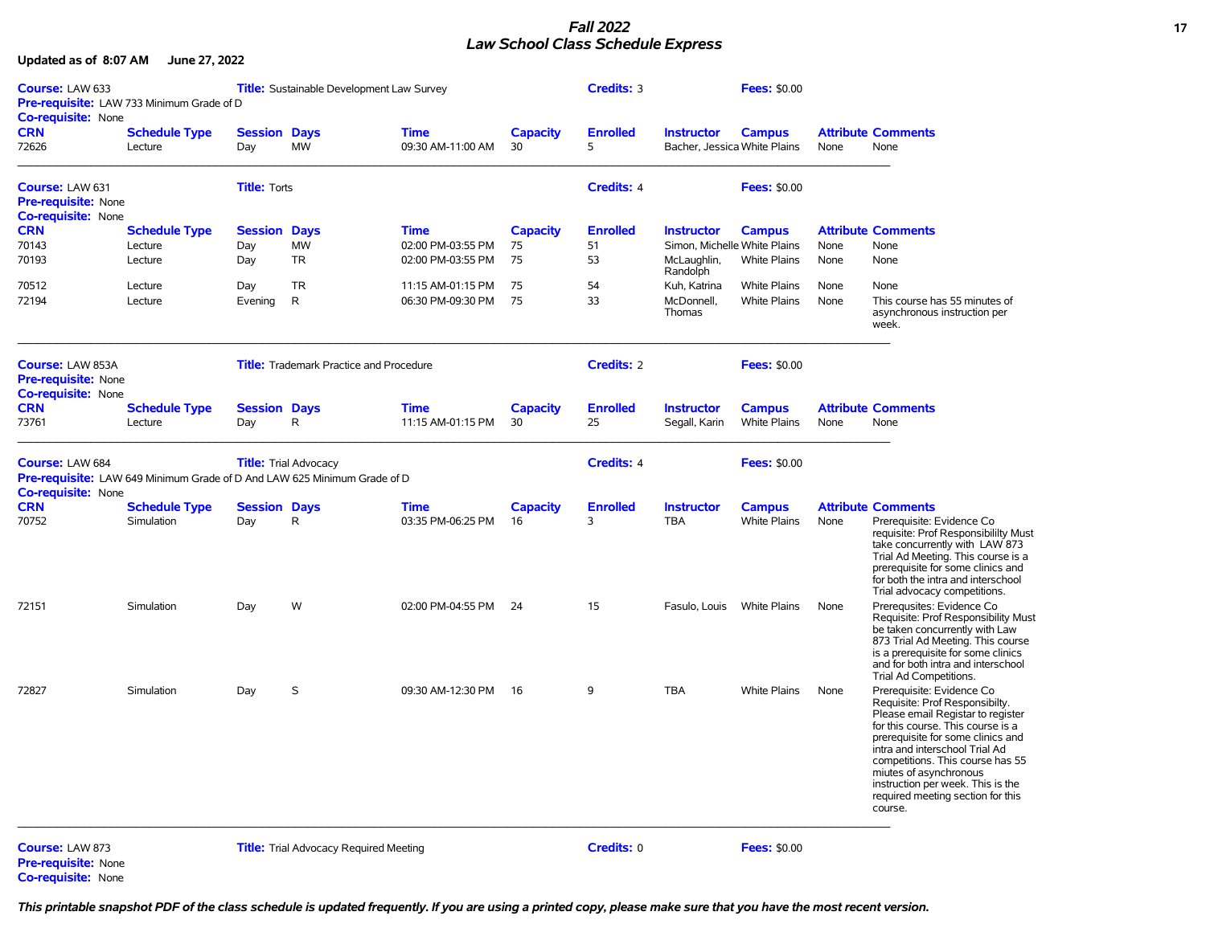# Fall 2022
## Law School Class Schedule Express

**Updated as of 8:07 AM June 27, 2022**

**Course:** LAW 633 **Title:** Sustainable Development Law Survey **Credits:** 3 **Fees:** $0.00
**Pre-requisite:** LAW 733 Minimum Grade of D
**Co-requisite:** None

| CRN | Schedule Type | Session | Days | Time | Capacity | Enrolled | Instructor | Campus | Attribute | Comments |
|---|---|---|---|---|---|---|---|---|---|---|
| 72626 | Lecture | Day | MW | 09:30 AM-11:00 AM | 30 | 5 | Bacher, Jessica | White Plains | None | None |

---

**Course:** LAW 631 **Title:** Torts **Credits:** 4 **Fees:** $0.00
**Pre-requisite:** None
**Co-requisite:** None

| CRN | Schedule Type | Session | Days | Time | Capacity | Enrolled | Instructor | Campus | Attribute | Comments |
|---|---|---|---|---|---|---|---|---|---|---|
| 70143 | Lecture | Day | MW | 02:00 PM-03:55 PM | 75 | 51 | Simon, Michelle | White Plains | None | None |
| 70193 | Lecture | Day | TR | 02:00 PM-03:55 PM | 75 | 53 | McLaughlin, Randolph | White Plains | None | None |
| 70512 | Lecture | Day | TR | 11:15 AM-01:15 PM | 75 | 54 | Kuh, Katrina | White Plains | None | None |
| 72194 | Lecture | Evening | R | 06:30 PM-09:30 PM | 75 | 33 | McDonnell, Thomas | White Plains | None | This course has 55 minutes of asynchronous instruction per week. |

---

**Course:** LAW 853A **Title:** Trademark Practice and Procedure **Credits:** 2 **Fees:** $0.00
**Pre-requisite:** None
**Co-requisite:** None

| CRN | Schedule Type | Session | Days | Time | Capacity | Enrolled | Instructor | Campus | Attribute | Comments |
|---|---|---|---|---|---|---|---|---|---|---|
| 73761 | Lecture | Day | R | 11:15 AM-01:15 PM | 30 | 25 | Segall, Karin | White Plains | None | None |

---

**Course:** LAW 684 **Title:** Trial Advocacy **Credits:** 4 **Fees:** $0.00
**Pre-requisite:** LAW 649 Minimum Grade of D And LAW 625 Minimum Grade of D
**Co-requisite:** None

| CRN | Schedule Type | Session | Days | Time | Capacity | Enrolled | Instructor | Campus | Attribute | Comments |
|---|---|---|---|---|---|---|---|---|---|---|
| 70752 | Simulation | Day | R | 03:35 PM-06:25 PM | 16 | 3 | TBA | White Plains | None | Prerequisite: Evidence Co requisite: Prof Responsibilility Must take concurrently with LAW 873 Trial Ad Meeting. This course is a prerequisite for some clinics and for both the intra and interschool Trial advocacy competitions. |
| 72151 | Simulation | Day | W | 02:00 PM-04:55 PM | 24 | 15 | Fasulo, Louis | White Plains | None | Prerequsites: Evidence Co Requisite: Prof Responsibility Must be taken concurrently with Law 873 Trial Ad Meeting. This course is a prerequisite for some clinics and for both intra and interschool Trial Ad Competitions. |
| 72827 | Simulation | Day | S | 09:30 AM-12:30 PM | 16 | 9 | TBA | White Plains | None | Prerequisite: Evidence Co Requisite: Prof Responsibilty. Please email Registar to register for this course. This course is a prerequisite for some clinics and intra and interschool Trial Ad competitions. This course has 55 miutes of asynchronous instruction per week. This is the required meeting section for this course. |

---

**Course:** LAW 873 **Title:** Trial Advocacy Required Meeting **Credits:** 0 **Fees:** $0.00
**Pre-requisite:** None
**Co-requisite:** None

***This printable snapshot PDF of the class schedule is updated frequently. If you are using a printed copy, please make sure that you have the most recent version.***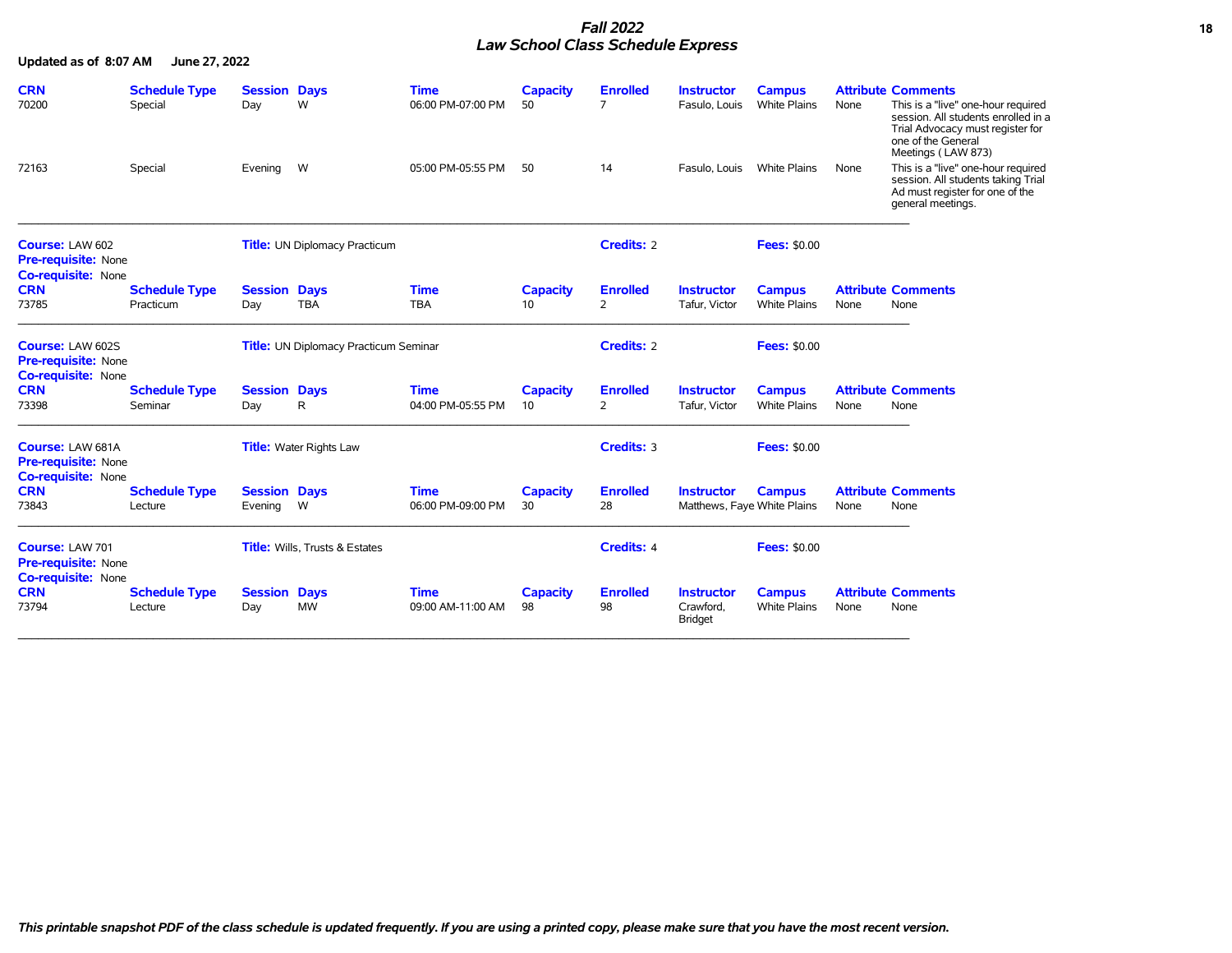**Updated as of 8:07 AM June 27, 2022**

| CRN | Schedule Type | Session | Days | Time | Capacity | Enrolled | Instructor | Campus | Attribute | Comments |
|---|---|---|---|---|---|---|---|---|---|---|
| 70200 | Special | Day | W | 06:00 PM-07:00 PM | 50 | 7 | Fasulo, Louis | White Plains | None | This is a "live" one-hour required session. All students enrolled in a Trial Advocacy must register for one of the General Meetings ( LAW 873) |
| 72163 | Special | Evening | W | 05:00 PM-05:55 PM | 50 | 14 | Fasulo, Louis | White Plains | None | This is a "live" one-hour required session. All students taking Trial Ad must register for one of the general meetings. |

---

**Course:** LAW 602 **Title:** UN Diplomacy Practicum **Credits:** 2 **Fees:** $0.00
**Pre-requisite:** None
**Co-requisite:** None

| CRN | Schedule Type | Session | Days | Time | Capacity | Enrolled | Instructor | Campus | Attribute | Comments |
|---|---|---|---|---|---|---|---|---|---|---|
| 73785 | Practicum | Day | TBA | TBA | 10 | 2 | Tafur, Victor | White Plains | None | None |

---

**Course:** LAW 602S **Title:** UN Diplomacy Practicum Seminar **Credits:** 2 **Fees:** $0.00
**Pre-requisite:** None
**Co-requisite:** None

| CRN | Schedule Type | Session | Days | Time | Capacity | Enrolled | Instructor | Campus | Attribute | Comments |
|---|---|---|---|---|---|---|---|---|---|---|
| 73398 | Seminar | Day | R | 04:00 PM-05:55 PM | 10 | 2 | Tafur, Victor | White Plains | None | None |

---

**Course:** LAW 681A **Title:** Water Rights Law **Credits:** 3 **Fees:** $0.00
**Pre-requisite:** None
**Co-requisite:** None

| CRN | Schedule Type | Session | Days | Time | Capacity | Enrolled | Instructor | Campus | Attribute | Comments |
|---|---|---|---|---|---|---|---|---|---|---|
| 73843 | Lecture | Evening | W | 06:00 PM-09:00 PM | 30 | 28 | Matthews, Faye | White Plains | None | None |

---

**Course:** LAW 701 **Title:** Wills, Trusts & Estates **Credits:** 4 **Fees:** $0.00
**Pre-requisite:** None
**Co-requisite:** None

| CRN | Schedule Type | Session | Days | Time | Capacity | Enrolled | Instructor | Campus | Attribute | Comments |
|---|---|---|---|---|---|---|---|---|---|---|
| 73794 | Lecture | Day | MW | 09:00 AM-11:00 AM | 98 | 98 | Crawford, Bridget | White Plains | None | None |

---

*This printable snapshot PDF of the class schedule is updated frequently. If you are using a printed copy, please make sure that you have the most recent version.*